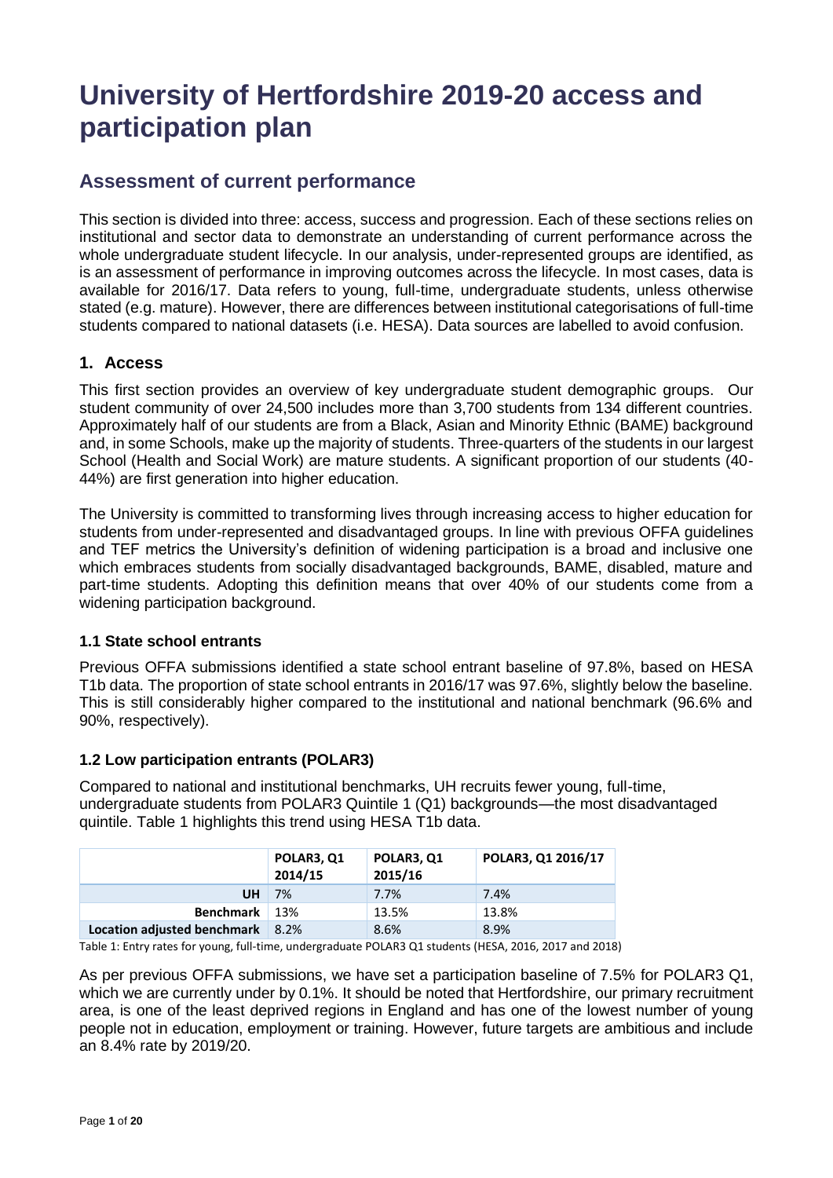# University of Hertfordshire 2019-20 access and participation plan

## Assessment of current performance

This section is divided into three: access, success and progression. Each of these sections relies on institutional and sector data to demonstrate an understanding of current performance across the whole undergraduate student lifecycle. In our analysis, under-represented groups are identified, as is an assessment of performance in improving outcomes across the lifecycle. In most cases, data is available for 2016/17. Data refers to young, full-time, undergraduate students, unless otherwise stated (e.g. mature). However, there are differences between institutional categorisations of full-time students compared to national datasets (i.e. HESA). Data sources are labelled to avoid confusion.

### 1. Access

This first section provides an overview of key undergraduate student demographic groups. Our student community of over 24,500 includes more than 3,700 students from 134 different countries. Approximately half of our students are from a Black, Asian and Minority Ethnic (BAME) background and, in some Schools, make up the majority of students. Three-quarters of the students in our largest School (Health and Social Work) are mature students. A significant proportion of our students (40-44%) are first generation into higher education.

The University is committed to transforming lives through increasing access to higher education for students from under-represented and disadvantaged groups. In line with previous OFFA guidelines and TEF metrics the University's definition of widening participation is a broad and inclusive one which embraces students from socially disadvantaged backgrounds, BAME, disabled, mature and part-time students. Adopting this definition means that over 40% of our students come from a widening participation background.

#### 1.1 State school entrants

Previous OFFA submissions identified a state school entrant baseline of 97.8%, based on HESA T1b data. The proportion of state school entrants in 2016/17 was 97.6%, slightly below the baseline. This is still considerably higher compared to the institutional and national benchmark (96.6% and 90%, respectively).

#### 1.2 Low participation entrants (POLAR3)

Compared to national and institutional benchmarks, UH recruits fewer young, full-time, undergraduate students from POLAR3 Quintile 1 (Q1) backgrounds—the most disadvantaged quintile. Table 1 highlights this trend using HESA T1b data.

| | POLAR3, Q1 2014/15 | POLAR3, Q1 2015/16 | POLAR3, Q1 2016/17 |
|---|---|---|---|
| **UH** | 7% | 7.7% | 7.4% |
| **Benchmark** | 13% | 13.5% | 13.8% |
| **Location adjusted benchmark** | 8.2% | 8.6% | 8.9% |

Table 1: Entry rates for young, full-time, undergraduate POLAR3 Q1 students (HESA, 2016, 2017 and 2018)

As per previous OFFA submissions, we have set a participation baseline of 7.5% for POLAR3 Q1, which we are currently under by 0.1%. It should be noted that Hertfordshire, our primary recruitment area, is one of the least deprived regions in England and has one of the lowest number of young people not in education, employment or training. However, future targets are ambitious and include an 8.4% rate by 2019/20.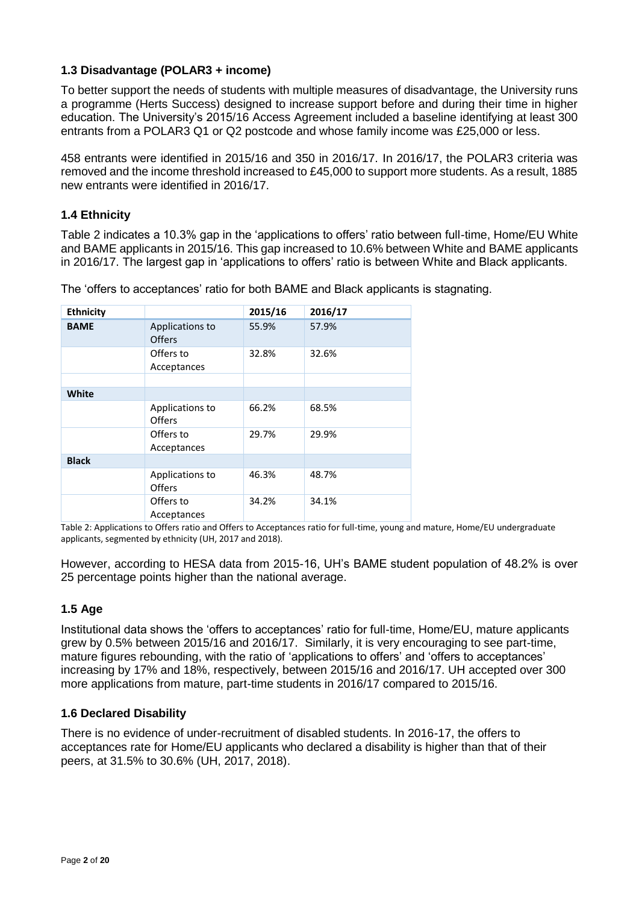### 1.3 Disadvantage (POLAR3 + income)

To better support the needs of students with multiple measures of disadvantage, the University runs a programme (Herts Success) designed to increase support before and during their time in higher education. The University's 2015/16 Access Agreement included a baseline identifying at least 300 entrants from a POLAR3 Q1 or Q2 postcode and whose family income was £25,000 or less.

458 entrants were identified in 2015/16 and 350 in 2016/17. In 2016/17, the POLAR3 criteria was removed and the income threshold increased to £45,000 to support more students. As a result, 1885 new entrants were identified in 2016/17.

### 1.4 Ethnicity

Table 2 indicates a 10.3% gap in the 'applications to offers' ratio between full-time, Home/EU White and BAME applicants in 2015/16. This gap increased to 10.6% between White and BAME applicants in 2016/17. The largest gap in 'applications to offers' ratio is between White and Black applicants.

The 'offers to acceptances' ratio for both BAME and Black applicants is stagnating.

| Ethnicity | | 2015/16 | 2016/17 |
|---|---|---|---|
| **BAME** | Applications to Offers | 55.9% | 57.9% |
| | Offers to Acceptances | 32.8% | 32.6% |
| | | | |
| **White** | | | |
| | Applications to Offers | 66.2% | 68.5% |
| | Offers to Acceptances | 29.7% | 29.9% |
| **Black** | | | |
| | Applications to Offers | 46.3% | 48.7% |
| | Offers to Acceptances | 34.2% | 34.1% |

Table 2: Applications to Offers ratio and Offers to Acceptances ratio for full-time, young and mature, Home/EU undergraduate applicants, segmented by ethnicity (UH, 2017 and 2018).

However, according to HESA data from 2015-16, UH's BAME student population of 48.2% is over 25 percentage points higher than the national average.

### 1.5 Age

Institutional data shows the 'offers to acceptances' ratio for full-time, Home/EU, mature applicants grew by 0.5% between 2015/16 and 2016/17. Similarly, it is very encouraging to see part-time, mature figures rebounding, with the ratio of 'applications to offers' and 'offers to acceptances' increasing by 17% and 18%, respectively, between 2015/16 and 2016/17. UH accepted over 300 more applications from mature, part-time students in 2016/17 compared to 2015/16.

### 1.6 Declared Disability

There is no evidence of under-recruitment of disabled students. In 2016-17, the offers to acceptances rate for Home/EU applicants who declared a disability is higher than that of their peers, at 31.5% to 30.6% (UH, 2017, 2018).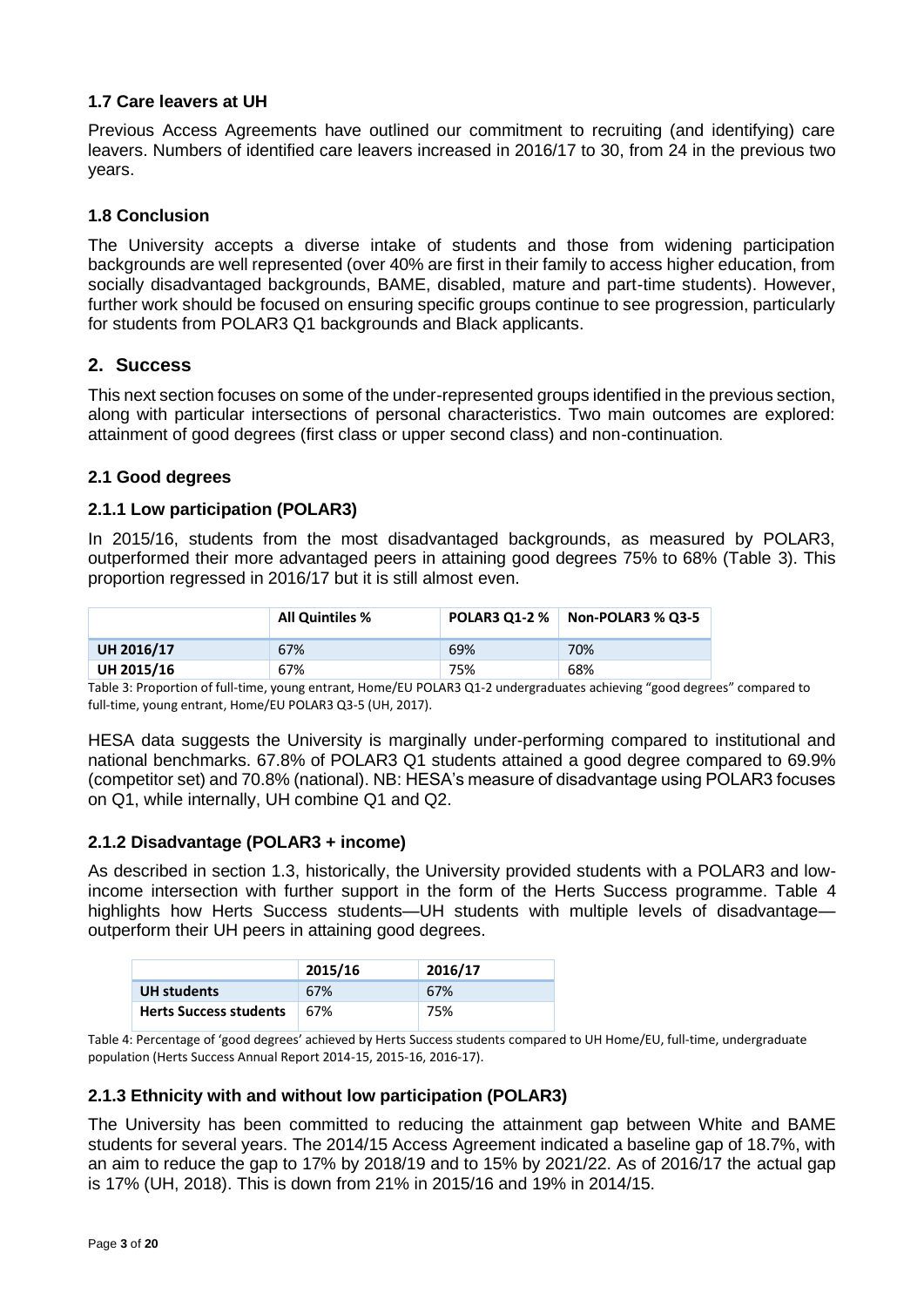### 1.7 Care leavers at UH

Previous Access Agreements have outlined our commitment to recruiting (and identifying) care leavers. Numbers of identified care leavers increased in 2016/17 to 30, from 24 in the previous two years.

### 1.8 Conclusion

The University accepts a diverse intake of students and those from widening participation backgrounds are well represented (over 40% are first in their family to access higher education, from socially disadvantaged backgrounds, BAME, disabled, mature and part-time students). However, further work should be focused on ensuring specific groups continue to see progression, particularly for students from POLAR3 Q1 backgrounds and Black applicants.

## 2. Success

This next section focuses on some of the under-represented groups identified in the previous section, along with particular intersections of personal characteristics. Two main outcomes are explored: attainment of good degrees (first class or upper second class) and non-continuation.

### 2.1 Good degrees

#### 2.1.1 Low participation (POLAR3)

In 2015/16, students from the most disadvantaged backgrounds, as measured by POLAR3, outperformed their more advantaged peers in attaining good degrees 75% to 68% (Table 3). This proportion regressed in 2016/17 but it is still almost even.

| | All Quintiles % | POLAR3 Q1-2 % | Non-POLAR3 % Q3-5 |
|---|---|---|---|
| UH 2016/17 | 67% | 69% | 70% |
| UH 2015/16 | 67% | 75% | 68% |

Table 3: Proportion of full-time, young entrant, Home/EU POLAR3 Q1-2 undergraduates achieving "good degrees" compared to full-time, young entrant, Home/EU POLAR3 Q3-5 (UH, 2017).

HESA data suggests the University is marginally under-performing compared to institutional and national benchmarks. 67.8% of POLAR3 Q1 students attained a good degree compared to 69.9% (competitor set) and 70.8% (national). NB: HESA's measure of disadvantage using POLAR3 focuses on Q1, while internally, UH combine Q1 and Q2.

#### 2.1.2 Disadvantage (POLAR3 + income)

As described in section 1.3, historically, the University provided students with a POLAR3 and low-income intersection with further support in the form of the Herts Success programme. Table 4 highlights how Herts Success students—UH students with multiple levels of disadvantage—outperform their UH peers in attaining good degrees.

| | 2015/16 | 2016/17 |
|---|---|---|
| UH students | 67% | 67% |
| Herts Success students | 67% | 75% |

Table 4: Percentage of 'good degrees' achieved by Herts Success students compared to UH Home/EU, full-time, undergraduate population (Herts Success Annual Report 2014-15, 2015-16, 2016-17).

#### 2.1.3 Ethnicity with and without low participation (POLAR3)

The University has been committed to reducing the attainment gap between White and BAME students for several years. The 2014/15 Access Agreement indicated a baseline gap of 18.7%, with an aim to reduce the gap to 17% by 2018/19 and to 15% by 2021/22. As of 2016/17 the actual gap is 17% (UH, 2018). This is down from 21% in 2015/16 and 19% in 2014/15.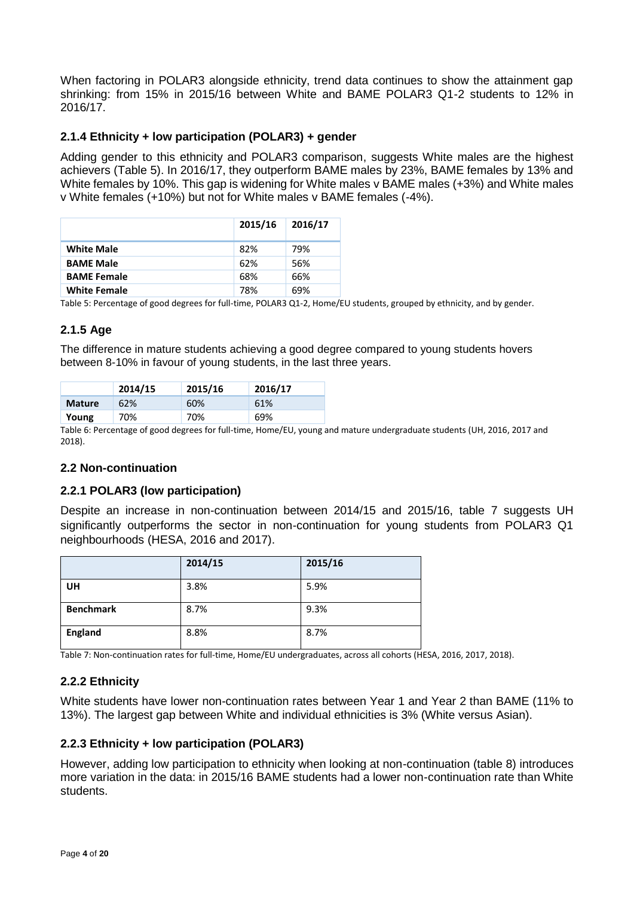When factoring in POLAR3 alongside ethnicity, trend data continues to show the attainment gap shrinking: from 15% in 2015/16 between White and BAME POLAR3 Q1-2 students to 12% in 2016/17.

### 2.1.4 Ethnicity + low participation (POLAR3) + gender

Adding gender to this ethnicity and POLAR3 comparison, suggests White males are the highest achievers (Table 5). In 2016/17, they outperform BAME males by 23%, BAME females by 13% and White females by 10%. This gap is widening for White males v BAME males (+3%) and White males v White females (+10%) but not for White males v BAME females (-4%).

| | 2015/16 | 2016/17 |
|---|---|---|
| **White Male** | 82% | 79% |
| **BAME Male** | 62% | 56% |
| **BAME Female** | 68% | 66% |
| **White Female** | 78% | 69% |

Table 5: Percentage of good degrees for full-time, POLAR3 Q1-2, Home/EU students, grouped by ethnicity, and by gender.

### 2.1.5 Age

The difference in mature students achieving a good degree compared to young students hovers between 8-10% in favour of young students, in the last three years.

| | 2014/15 | 2015/16 | 2016/17 |
|---|---|---|---|
| **Mature** | 62% | 60% | 61% |
| **Young** | 70% | 70% | 69% |

Table 6: Percentage of good degrees for full-time, Home/EU, young and mature undergraduate students (UH, 2016, 2017 and 2018).

## 2.2 Non-continuation

### 2.2.1 POLAR3 (low participation)

Despite an increase in non-continuation between 2014/15 and 2015/16, table 7 suggests UH significantly outperforms the sector in non-continuation for young students from POLAR3 Q1 neighbourhoods (HESA, 2016 and 2017).

| | 2014/15 | 2015/16 |
|---|---|---|
| **UH** | 3.8% | 5.9% |
| **Benchmark** | 8.7% | 9.3% |
| **England** | 8.8% | 8.7% |

Table 7: Non-continuation rates for full-time, Home/EU undergraduates, across all cohorts (HESA, 2016, 2017, 2018).

### 2.2.2 Ethnicity

White students have lower non-continuation rates between Year 1 and Year 2 than BAME (11% to 13%). The largest gap between White and individual ethnicities is 3% (White versus Asian).

### 2.2.3 Ethnicity + low participation (POLAR3)

However, adding low participation to ethnicity when looking at non-continuation (table 8) introduces more variation in the data: in 2015/16 BAME students had a lower non-continuation rate than White students.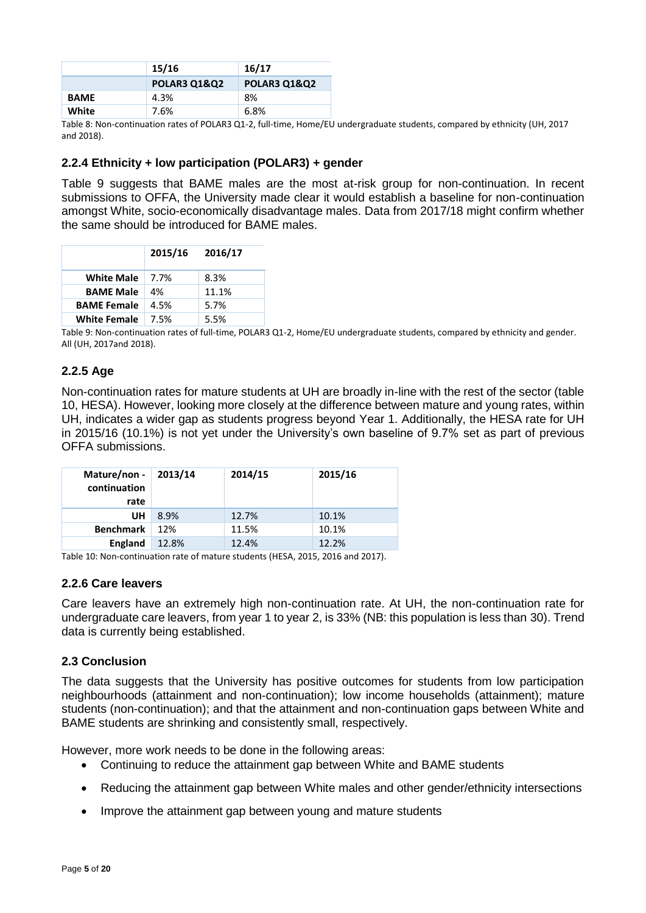| | 15/16 | 16/17 |
|---|---|---|
| | **POLAR3 Q1&Q2** | **POLAR3 Q1&Q2** |
| **BAME** | 4.3% | 8% |
| **White** | 7.6% | 6.8% |

Table 8: Non-continuation rates of POLAR3 Q1-2, full-time, Home/EU undergraduate students, compared by ethnicity (UH, 2017 and 2018).

### 2.2.4 Ethnicity + low participation (POLAR3) + gender

Table 9 suggests that BAME males are the most at-risk group for non-continuation. In recent submissions to OFFA, the University made clear it would establish a baseline for non-continuation amongst White, socio-economically disadvantage males. Data from 2017/18 might confirm whether the same should be introduced for BAME males.

| | 2015/16 | 2016/17 |
|---|---|---|
| **White Male** | 7.7% | 8.3% |
| **BAME Male** | 4% | 11.1% |
| **BAME Female** | 4.5% | 5.7% |
| **White Female** | 7.5% | 5.5% |

Table 9: Non-continuation rates of full-time, POLAR3 Q1-2, Home/EU undergraduate students, compared by ethnicity and gender. All (UH, 2017and 2018).

### 2.2.5 Age

Non-continuation rates for mature students at UH are broadly in-line with the rest of the sector (table 10, HESA). However, looking more closely at the difference between mature and young rates, within UH, indicates a wider gap as students progress beyond Year 1. Additionally, the HESA rate for UH in 2015/16 (10.1%) is not yet under the University's own baseline of 9.7% set as part of previous OFFA submissions.

| Mature/non - continuation rate | 2013/14 | 2014/15 | 2015/16 |
|---|---|---|---|
| **UH** | 8.9% | 12.7% | 10.1% |
| **Benchmark** | 12% | 11.5% | 10.1% |
| **England** | 12.8% | 12.4% | 12.2% |

Table 10: Non-continuation rate of mature students (HESA, 2015, 2016 and 2017).

### 2.2.6 Care leavers

Care leavers have an extremely high non-continuation rate. At UH, the non-continuation rate for undergraduate care leavers, from year 1 to year 2, is 33% (NB: this population is less than 30). Trend data is currently being established.

### 2.3 Conclusion

The data suggests that the University has positive outcomes for students from low participation neighbourhoods (attainment and non-continuation); low income households (attainment); mature students (non-continuation); and that the attainment and non-continuation gaps between White and BAME students are shrinking and consistently small, respectively.

However, more work needs to be done in the following areas:

- Continuing to reduce the attainment gap between White and BAME students
- Reducing the attainment gap between White males and other gender/ethnicity intersections
- Improve the attainment gap between young and mature students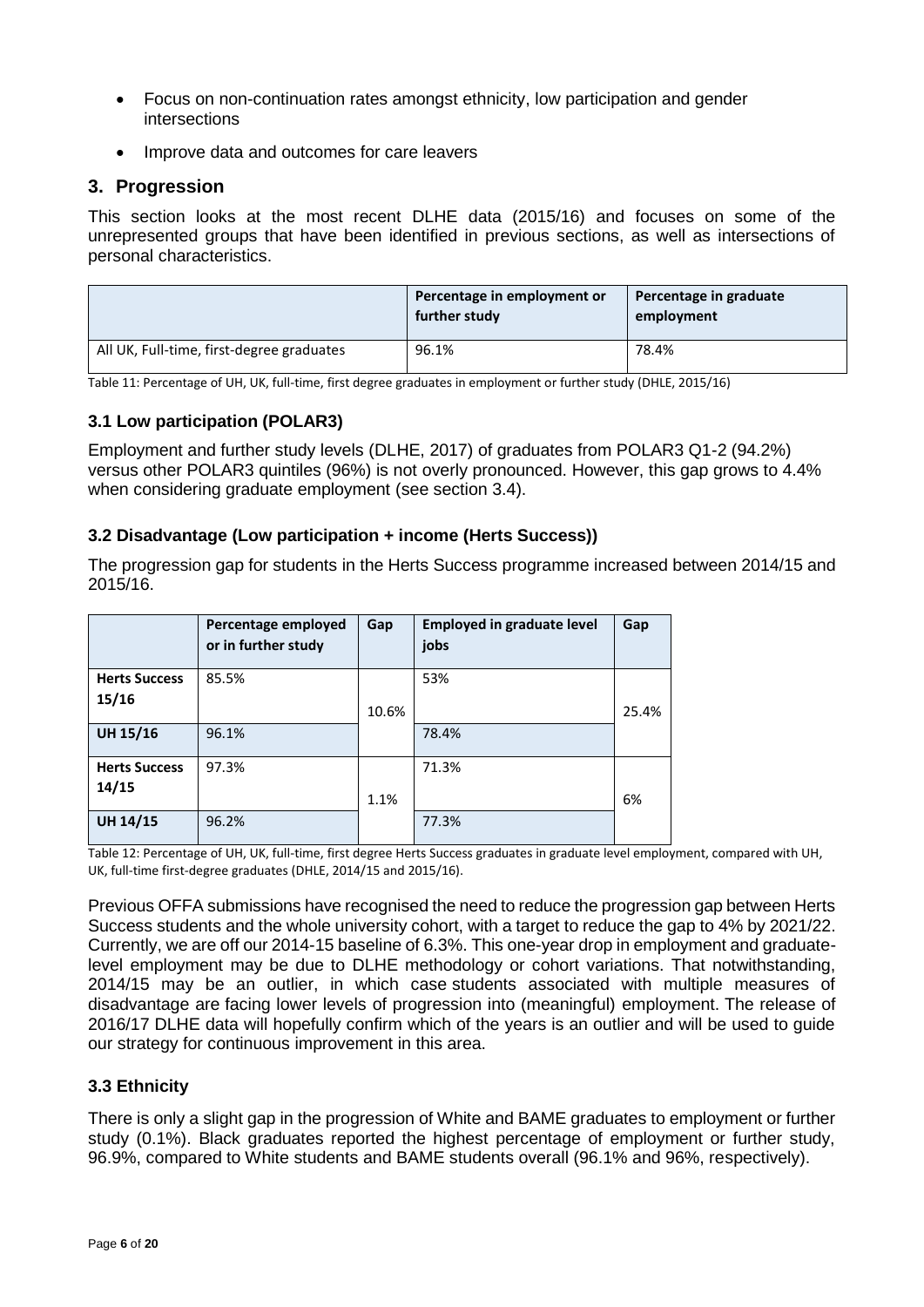- Focus on non-continuation rates amongst ethnicity, low participation and gender intersections
- Improve data and outcomes for care leavers

## 3. Progression

This section looks at the most recent DLHE data (2015/16) and focuses on some of the unrepresented groups that have been identified in previous sections, as well as intersections of personal characteristics.

| | Percentage in employment or further study | Percentage in graduate employment |
|---|---|---|
| All UK, Full-time, first-degree graduates | 96.1% | 78.4% |

Table 11: Percentage of UH, UK, full-time, first degree graduates in employment or further study (DHLE, 2015/16)

### 3.1 Low participation (POLAR3)

Employment and further study levels (DLHE, 2017) of graduates from POLAR3 Q1-2 (94.2%) versus other POLAR3 quintiles (96%) is not overly pronounced. However, this gap grows to 4.4% when considering graduate employment (see section 3.4).

### 3.2 Disadvantage (Low participation + income (Herts Success))

The progression gap for students in the Herts Success programme increased between 2014/15 and 2015/16.

| | Percentage employed or in further study | Gap | Employed in graduate level jobs | Gap |
|---|---|---|---|---|
| **Herts Success 15/16** | 85.5% | 10.6% | 53% | 25.4% |
| **UH 15/16** | 96.1% | | 78.4% | |
| **Herts Success 14/15** | 97.3% | 1.1% | 71.3% | 6% |
| **UH 14/15** | 96.2% | | 77.3% | |

Table 12: Percentage of UH, UK, full-time, first degree Herts Success graduates in graduate level employment, compared with UH, UK, full-time first-degree graduates (DHLE, 2014/15 and 2015/16).

Previous OFFA submissions have recognised the need to reduce the progression gap between Herts Success students and the whole university cohort, with a target to reduce the gap to 4% by 2021/22. Currently, we are off our 2014-15 baseline of 6.3%. This one-year drop in employment and graduate-level employment may be due to DLHE methodology or cohort variations. That notwithstanding, 2014/15 may be an outlier, in which case students associated with multiple measures of disadvantage are facing lower levels of progression into (meaningful) employment. The release of 2016/17 DLHE data will hopefully confirm which of the years is an outlier and will be used to guide our strategy for continuous improvement in this area.

### 3.3 Ethnicity

There is only a slight gap in the progression of White and BAME graduates to employment or further study (0.1%). Black graduates reported the highest percentage of employment or further study, 96.9%, compared to White students and BAME students overall (96.1% and 96%, respectively).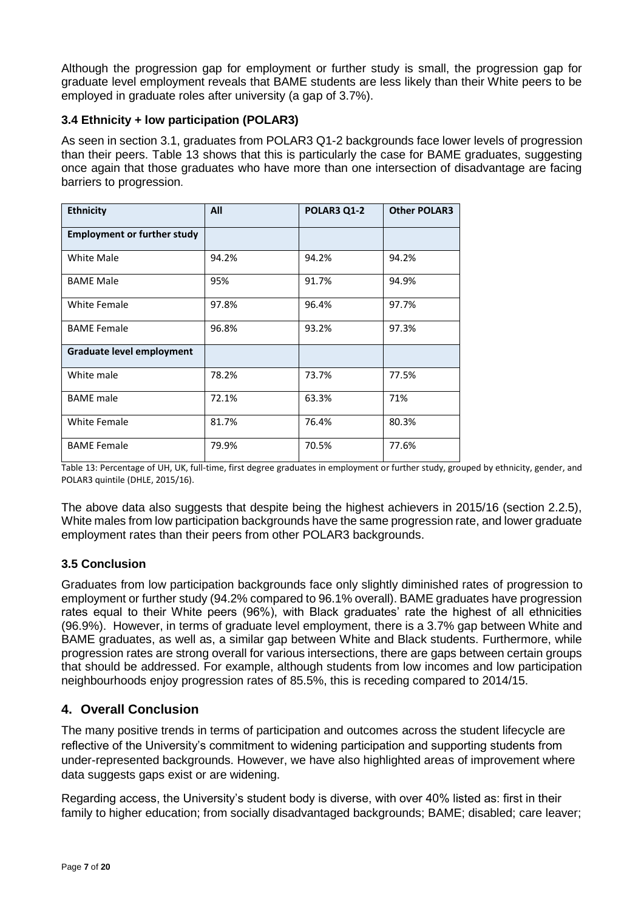Although the progression gap for employment or further study is small, the progression gap for graduate level employment reveals that BAME students are less likely than their White peers to be employed in graduate roles after university (a gap of 3.7%).

### 3.4 Ethnicity + low participation (POLAR3)

As seen in section 3.1, graduates from POLAR3 Q1-2 backgrounds face lower levels of progression than their peers. Table 13 shows that this is particularly the case for BAME graduates, suggesting once again that those graduates who have more than one intersection of disadvantage are facing barriers to progression.

| Ethnicity | All | POLAR3 Q1-2 | Other POLAR3 |
|---|---|---|---|
| **Employment or further study** | | | |
| White Male | 94.2% | 94.2% | 94.2% |
| BAME Male | 95% | 91.7% | 94.9% |
| White Female | 97.8% | 96.4% | 97.7% |
| BAME Female | 96.8% | 93.2% | 97.3% |
| **Graduate level employment** | | | |
| White male | 78.2% | 73.7% | 77.5% |
| BAME male | 72.1% | 63.3% | 71% |
| White Female | 81.7% | 76.4% | 80.3% |
| BAME Female | 79.9% | 70.5% | 77.6% |

Table 13: Percentage of UH, UK, full-time, first degree graduates in employment or further study, grouped by ethnicity, gender, and POLAR3 quintile (DHLE, 2015/16).

The above data also suggests that despite being the highest achievers in 2015/16 (section 2.2.5), White males from low participation backgrounds have the same progression rate, and lower graduate employment rates than their peers from other POLAR3 backgrounds.

### 3.5 Conclusion

Graduates from low participation backgrounds face only slightly diminished rates of progression to employment or further study (94.2% compared to 96.1% overall). BAME graduates have progression rates equal to their White peers (96%), with Black graduates' rate the highest of all ethnicities (96.9%). However, in terms of graduate level employment, there is a 3.7% gap between White and BAME graduates, as well as, a similar gap between White and Black students. Furthermore, while progression rates are strong overall for various intersections, there are gaps between certain groups that should be addressed. For example, although students from low incomes and low participation neighbourhoods enjoy progression rates of 85.5%, this is receding compared to 2014/15.

## 4. Overall Conclusion

The many positive trends in terms of participation and outcomes across the student lifecycle are reflective of the University's commitment to widening participation and supporting students from under-represented backgrounds. However, we have also highlighted areas of improvement where data suggests gaps exist or are widening.

Regarding access, the University's student body is diverse, with over 40% listed as: first in their family to higher education; from socially disadvantaged backgrounds; BAME; disabled; care leaver;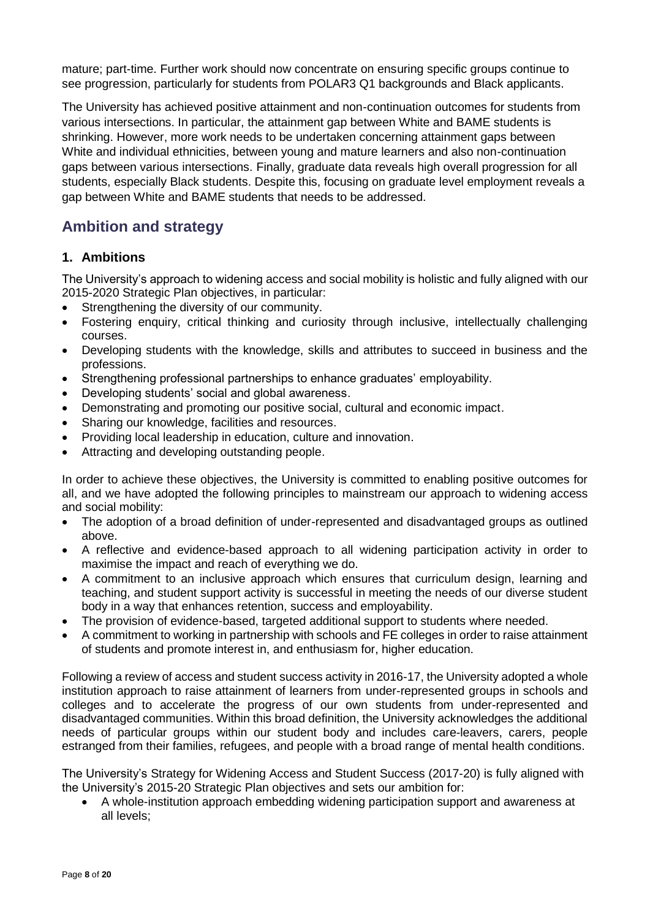mature; part-time. Further work should now concentrate on ensuring specific groups continue to see progression, particularly for students from POLAR3 Q1 backgrounds and Black applicants.

The University has achieved positive attainment and non-continuation outcomes for students from various intersections. In particular, the attainment gap between White and BAME students is shrinking. However, more work needs to be undertaken concerning attainment gaps between White and individual ethnicities, between young and mature learners and also non-continuation gaps between various intersections. Finally, graduate data reveals high overall progression for all students, especially Black students. Despite this, focusing on graduate level employment reveals a gap between White and BAME students that needs to be addressed.

## Ambition and strategy

### 1. Ambitions

The University's approach to widening access and social mobility is holistic and fully aligned with our 2015-2020 Strategic Plan objectives, in particular:

- Strengthening the diversity of our community.
- Fostering enquiry, critical thinking and curiosity through inclusive, intellectually challenging courses.
- Developing students with the knowledge, skills and attributes to succeed in business and the professions.
- Strengthening professional partnerships to enhance graduates' employability.
- Developing students' social and global awareness.
- Demonstrating and promoting our positive social, cultural and economic impact.
- Sharing our knowledge, facilities and resources.
- Providing local leadership in education, culture and innovation.
- Attracting and developing outstanding people.

In order to achieve these objectives, the University is committed to enabling positive outcomes for all, and we have adopted the following principles to mainstream our approach to widening access and social mobility:

- The adoption of a broad definition of under-represented and disadvantaged groups as outlined above.
- A reflective and evidence-based approach to all widening participation activity in order to maximise the impact and reach of everything we do.
- A commitment to an inclusive approach which ensures that curriculum design, learning and teaching, and student support activity is successful in meeting the needs of our diverse student body in a way that enhances retention, success and employability.
- The provision of evidence-based, targeted additional support to students where needed.
- A commitment to working in partnership with schools and FE colleges in order to raise attainment of students and promote interest in, and enthusiasm for, higher education.

Following a review of access and student success activity in 2016-17, the University adopted a whole institution approach to raise attainment of learners from under-represented groups in schools and colleges and to accelerate the progress of our own students from under-represented and disadvantaged communities. Within this broad definition, the University acknowledges the additional needs of particular groups within our student body and includes care-leavers, carers, people estranged from their families, refugees, and people with a broad range of mental health conditions.

The University's Strategy for Widening Access and Student Success (2017-20) is fully aligned with the University's 2015-20 Strategic Plan objectives and sets our ambition for:

- A whole-institution approach embedding widening participation support and awareness at all levels;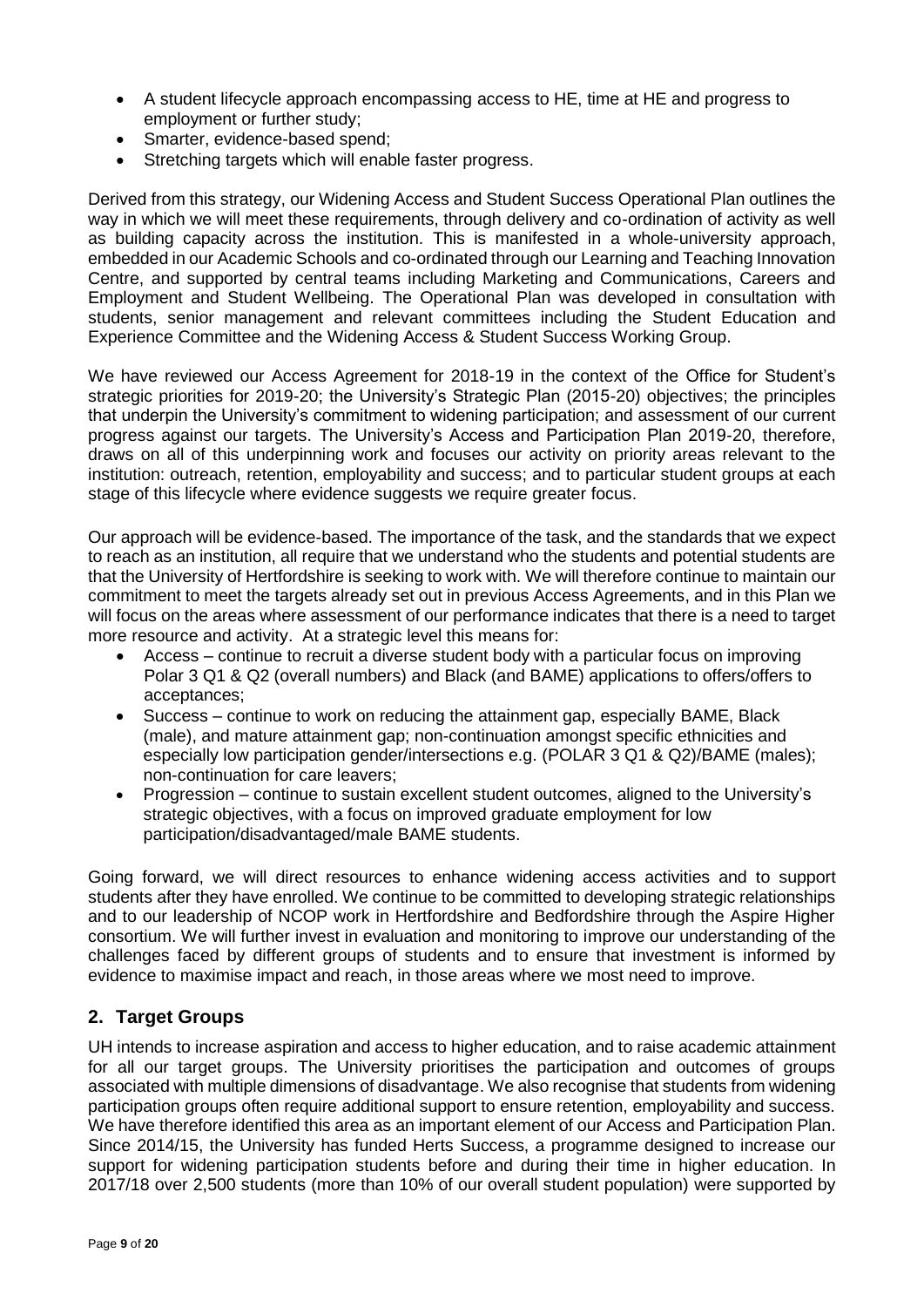- A student lifecycle approach encompassing access to HE, time at HE and progress to employment or further study;
- Smarter, evidence-based spend;
- Stretching targets which will enable faster progress.

Derived from this strategy, our Widening Access and Student Success Operational Plan outlines the way in which we will meet these requirements, through delivery and co-ordination of activity as well as building capacity across the institution. This is manifested in a whole-university approach, embedded in our Academic Schools and co-ordinated through our Learning and Teaching Innovation Centre, and supported by central teams including Marketing and Communications, Careers and Employment and Student Wellbeing. The Operational Plan was developed in consultation with students, senior management and relevant committees including the Student Education and Experience Committee and the Widening Access & Student Success Working Group.

We have reviewed our Access Agreement for 2018-19 in the context of the Office for Student's strategic priorities for 2019-20; the University's Strategic Plan (2015-20) objectives; the principles that underpin the University's commitment to widening participation; and assessment of our current progress against our targets. The University's Access and Participation Plan 2019-20, therefore, draws on all of this underpinning work and focuses our activity on priority areas relevant to the institution: outreach, retention, employability and success; and to particular student groups at each stage of this lifecycle where evidence suggests we require greater focus.

Our approach will be evidence-based. The importance of the task, and the standards that we expect to reach as an institution, all require that we understand who the students and potential students are that the University of Hertfordshire is seeking to work with. We will therefore continue to maintain our commitment to meet the targets already set out in previous Access Agreements, and in this Plan we will focus on the areas where assessment of our performance indicates that there is a need to target more resource and activity. At a strategic level this means for:

- Access – continue to recruit a diverse student body with a particular focus on improving Polar 3 Q1 & Q2 (overall numbers) and Black (and BAME) applications to offers/offers to acceptances;
- Success – continue to work on reducing the attainment gap, especially BAME, Black (male), and mature attainment gap; non-continuation amongst specific ethnicities and especially low participation gender/intersections e.g. (POLAR 3 Q1 & Q2)/BAME (males); non-continuation for care leavers;
- Progression – continue to sustain excellent student outcomes, aligned to the University's strategic objectives, with a focus on improved graduate employment for low participation/disadvantaged/male BAME students.

Going forward, we will direct resources to enhance widening access activities and to support students after they have enrolled. We continue to be committed to developing strategic relationships and to our leadership of NCOP work in Hertfordshire and Bedfordshire through the Aspire Higher consortium. We will further invest in evaluation and monitoring to improve our understanding of the challenges faced by different groups of students and to ensure that investment is informed by evidence to maximise impact and reach, in those areas where we most need to improve.

## 2. Target Groups

UH intends to increase aspiration and access to higher education, and to raise academic attainment for all our target groups. The University prioritises the participation and outcomes of groups associated with multiple dimensions of disadvantage. We also recognise that students from widening participation groups often require additional support to ensure retention, employability and success. We have therefore identified this area as an important element of our Access and Participation Plan. Since 2014/15, the University has funded Herts Success, a programme designed to increase our support for widening participation students before and during their time in higher education. In 2017/18 over 2,500 students (more than 10% of our overall student population) were supported by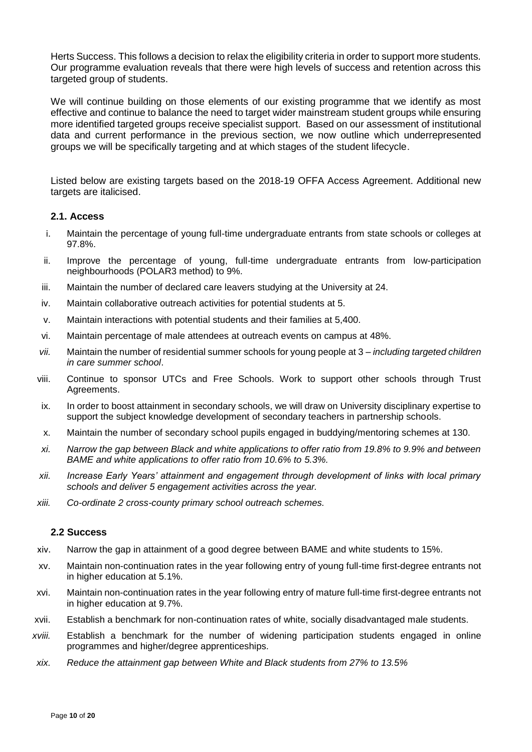Herts Success. This follows a decision to relax the eligibility criteria in order to support more students. Our programme evaluation reveals that there were high levels of success and retention across this targeted group of students.

We will continue building on those elements of our existing programme that we identify as most effective and continue to balance the need to target wider mainstream student groups while ensuring more identified targeted groups receive specialist support. Based on our assessment of institutional data and current performance in the previous section, we now outline which underrepresented groups we will be specifically targeting and at which stages of the student lifecycle.

Listed below are existing targets based on the 2018-19 OFFA Access Agreement. Additional new targets are italicised.

### 2.1. Access

i. Maintain the percentage of young full-time undergraduate entrants from state schools or colleges at 97.8%.

ii. Improve the percentage of young, full-time undergraduate entrants from low-participation neighbourhoods (POLAR3 method) to 9%.

iii. Maintain the number of declared care leavers studying at the University at 24.

iv. Maintain collaborative outreach activities for potential students at 5.

v. Maintain interactions with potential students and their families at 5,400.

vi. Maintain percentage of male attendees at outreach events on campus at 48%.

*vii.* Maintain the number of residential summer schools for young people at 3 – *including targeted children in care summer school*.

viii. Continue to sponsor UTCs and Free Schools. Work to support other schools through Trust Agreements.

ix. In order to boost attainment in secondary schools, we will draw on University disciplinary expertise to support the subject knowledge development of secondary teachers in partnership schools.

x. Maintain the number of secondary school pupils engaged in buddying/mentoring schemes at 130.

*xi. Narrow the gap between Black and white applications to offer ratio from 19.8% to 9.9% and between BAME and white applications to offer ratio from 10.6% to 5.3%.*

*xii. Increase Early Years' attainment and engagement through development of links with local primary schools and deliver 5 engagement activities across the year.*

*xiii. Co-ordinate 2 cross-county primary school outreach schemes.*

### 2.2 Success

xiv. Narrow the gap in attainment of a good degree between BAME and white students to 15%.

xv. Maintain non-continuation rates in the year following entry of young full-time first-degree entrants not in higher education at 5.1%.

xvi. Maintain non-continuation rates in the year following entry of mature full-time first-degree entrants not in higher education at 9.7%.

xvii. Establish a benchmark for non-continuation rates of white, socially disadvantaged male students.

*xviii.* Establish a benchmark for the number of widening participation students engaged in online programmes and higher/degree apprenticeships.

*xix. Reduce the attainment gap between White and Black students from 27% to 13.5%*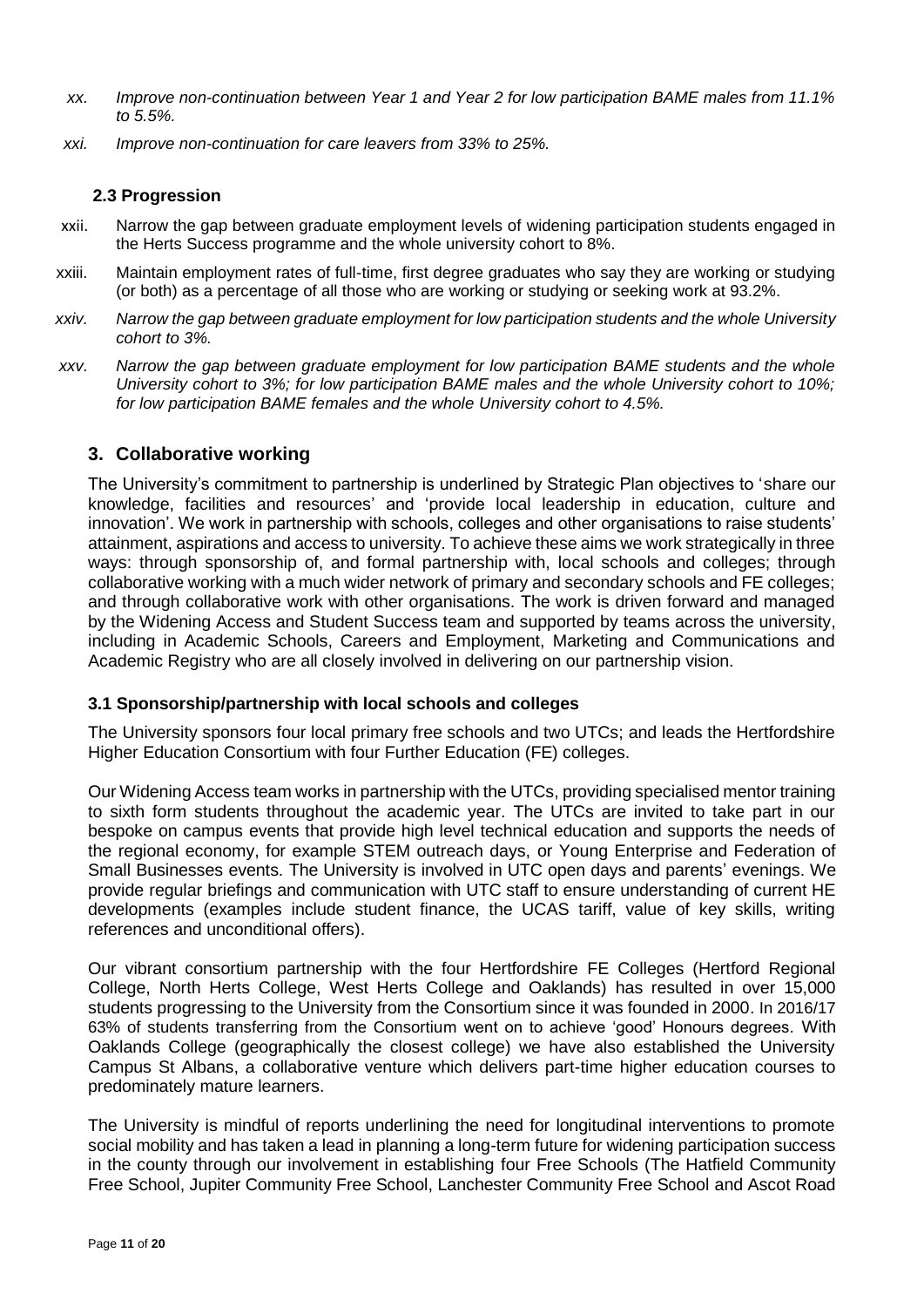*xx. Improve non-continuation between Year 1 and Year 2 for low participation BAME males from 11.1% to 5.5%.*

*xxi. Improve non-continuation for care leavers from 33% to 25%.*

### 2.3 Progression

xxii. Narrow the gap between graduate employment levels of widening participation students engaged in the Herts Success programme and the whole university cohort to 8%.

xxiii. Maintain employment rates of full-time, first degree graduates who say they are working or studying (or both) as a percentage of all those who are working or studying or seeking work at 93.2%.

*xxiv. Narrow the gap between graduate employment for low participation students and the whole University cohort to 3%.*

*xxv. Narrow the gap between graduate employment for low participation BAME students and the whole University cohort to 3%; for low participation BAME males and the whole University cohort to 10%; for low participation BAME females and the whole University cohort to 4.5%.*

## 3. Collaborative working

The University's commitment to partnership is underlined by Strategic Plan objectives to 'share our knowledge, facilities and resources' and 'provide local leadership in education, culture and innovation'. We work in partnership with schools, colleges and other organisations to raise students' attainment, aspirations and access to university. To achieve these aims we work strategically in three ways: through sponsorship of, and formal partnership with, local schools and colleges; through collaborative working with a much wider network of primary and secondary schools and FE colleges; and through collaborative work with other organisations. The work is driven forward and managed by the Widening Access and Student Success team and supported by teams across the university, including in Academic Schools, Careers and Employment, Marketing and Communications and Academic Registry who are all closely involved in delivering on our partnership vision.

### 3.1 Sponsorship/partnership with local schools and colleges

The University sponsors four local primary free schools and two UTCs; and leads the Hertfordshire Higher Education Consortium with four Further Education (FE) colleges.

Our Widening Access team works in partnership with the UTCs, providing specialised mentor training to sixth form students throughout the academic year. The UTCs are invited to take part in our bespoke on campus events that provide high level technical education and supports the needs of the regional economy, for example STEM outreach days, or Young Enterprise and Federation of Small Businesses events. The University is involved in UTC open days and parents' evenings. We provide regular briefings and communication with UTC staff to ensure understanding of current HE developments (examples include student finance, the UCAS tariff, value of key skills, writing references and unconditional offers).

Our vibrant consortium partnership with the four Hertfordshire FE Colleges (Hertford Regional College, North Herts College, West Herts College and Oaklands) has resulted in over 15,000 students progressing to the University from the Consortium since it was founded in 2000. In 2016/17 63% of students transferring from the Consortium went on to achieve 'good' Honours degrees. With Oaklands College (geographically the closest college) we have also established the University Campus St Albans, a collaborative venture which delivers part-time higher education courses to predominately mature learners.

The University is mindful of reports underlining the need for longitudinal interventions to promote social mobility and has taken a lead in planning a long-term future for widening participation success in the county through our involvement in establishing four Free Schools (The Hatfield Community Free School, Jupiter Community Free School, Lanchester Community Free School and Ascot Road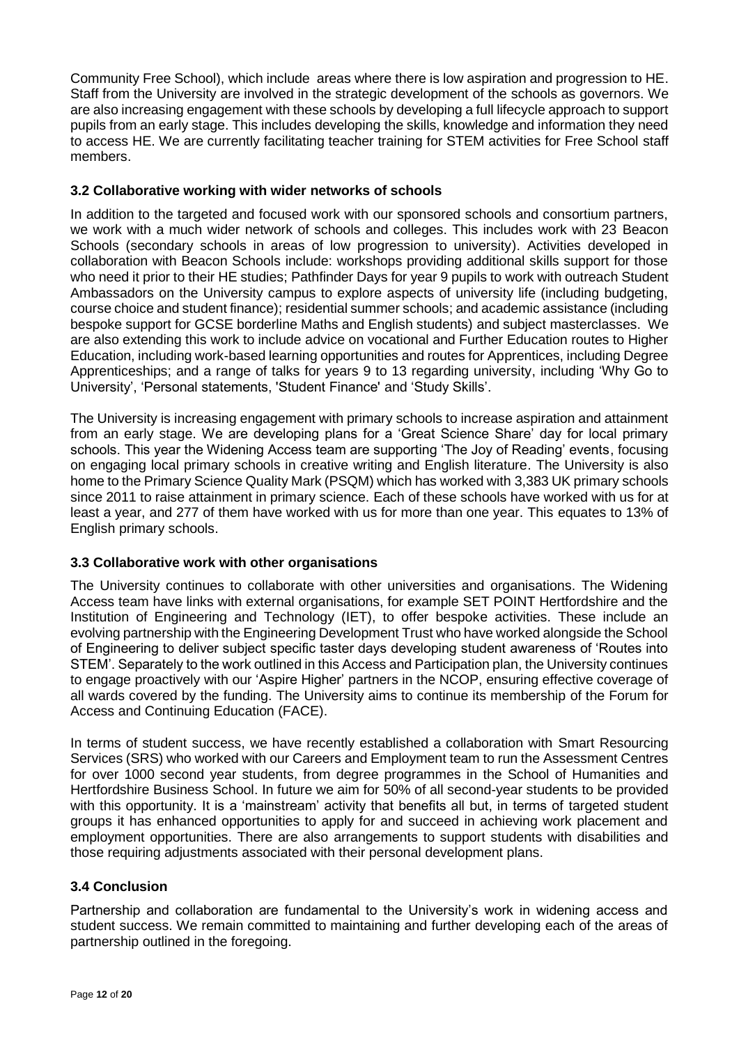Community Free School), which include areas where there is low aspiration and progression to HE. Staff from the University are involved in the strategic development of the schools as governors. We are also increasing engagement with these schools by developing a full lifecycle approach to support pupils from an early stage. This includes developing the skills, knowledge and information they need to access HE. We are currently facilitating teacher training for STEM activities for Free School staff members.

### 3.2 Collaborative working with wider networks of schools

In addition to the targeted and focused work with our sponsored schools and consortium partners, we work with a much wider network of schools and colleges. This includes work with 23 Beacon Schools (secondary schools in areas of low progression to university). Activities developed in collaboration with Beacon Schools include: workshops providing additional skills support for those who need it prior to their HE studies; Pathfinder Days for year 9 pupils to work with outreach Student Ambassadors on the University campus to explore aspects of university life (including budgeting, course choice and student finance); residential summer schools; and academic assistance (including bespoke support for GCSE borderline Maths and English students) and subject masterclasses. We are also extending this work to include advice on vocational and Further Education routes to Higher Education, including work-based learning opportunities and routes for Apprentices, including Degree Apprenticeships; and a range of talks for years 9 to 13 regarding university, including 'Why Go to University', 'Personal statements, 'Student Finance' and 'Study Skills'.

The University is increasing engagement with primary schools to increase aspiration and attainment from an early stage. We are developing plans for a 'Great Science Share' day for local primary schools. This year the Widening Access team are supporting 'The Joy of Reading' events, focusing on engaging local primary schools in creative writing and English literature. The University is also home to the Primary Science Quality Mark (PSQM) which has worked with 3,383 UK primary schools since 2011 to raise attainment in primary science. Each of these schools have worked with us for at least a year, and 277 of them have worked with us for more than one year. This equates to 13% of English primary schools.

### 3.3 Collaborative work with other organisations

The University continues to collaborate with other universities and organisations. The Widening Access team have links with external organisations, for example SET POINT Hertfordshire and the Institution of Engineering and Technology (IET), to offer bespoke activities. These include an evolving partnership with the Engineering Development Trust who have worked alongside the School of Engineering to deliver subject specific taster days developing student awareness of 'Routes into STEM'. Separately to the work outlined in this Access and Participation plan, the University continues to engage proactively with our 'Aspire Higher' partners in the NCOP, ensuring effective coverage of all wards covered by the funding. The University aims to continue its membership of the Forum for Access and Continuing Education (FACE).

In terms of student success, we have recently established a collaboration with Smart Resourcing Services (SRS) who worked with our Careers and Employment team to run the Assessment Centres for over 1000 second year students, from degree programmes in the School of Humanities and Hertfordshire Business School. In future we aim for 50% of all second-year students to be provided with this opportunity. It is a 'mainstream' activity that benefits all but, in terms of targeted student groups it has enhanced opportunities to apply for and succeed in achieving work placement and employment opportunities. There are also arrangements to support students with disabilities and those requiring adjustments associated with their personal development plans.

### 3.4 Conclusion

Partnership and collaboration are fundamental to the University's work in widening access and student success. We remain committed to maintaining and further developing each of the areas of partnership outlined in the foregoing.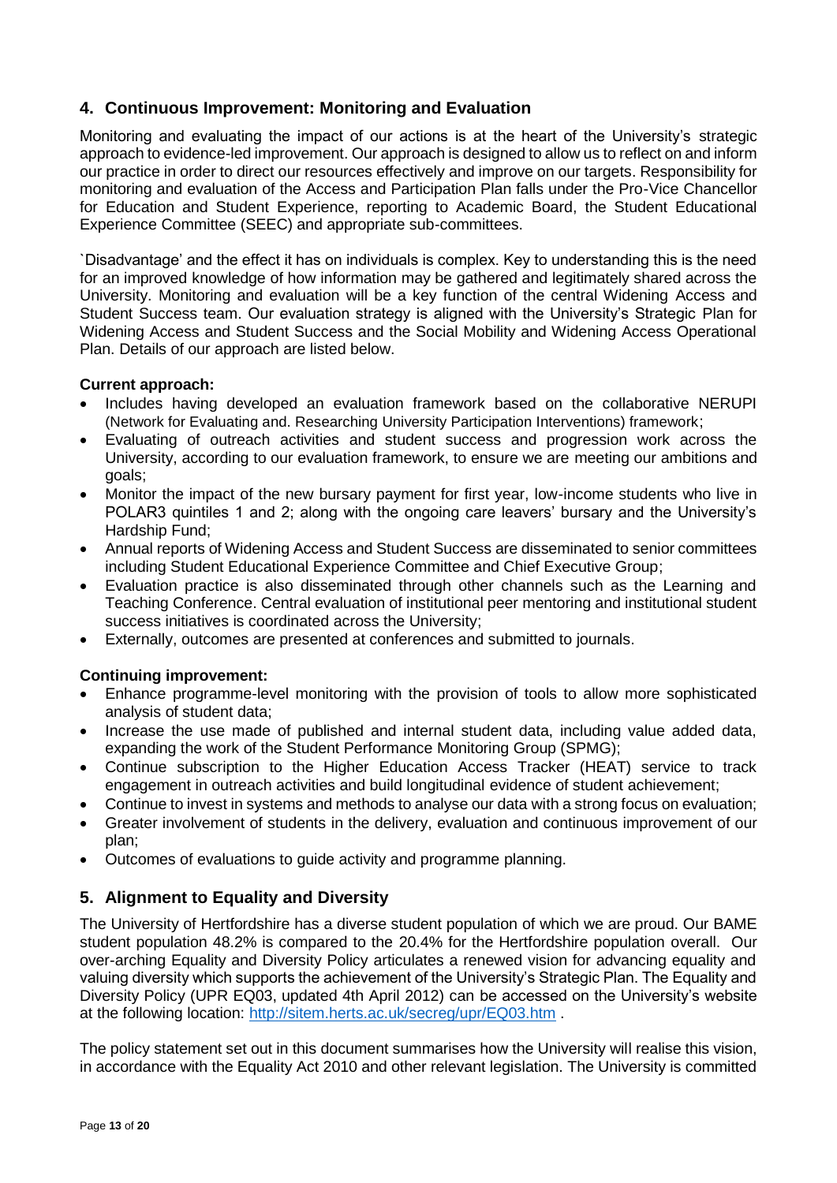## 4. Continuous Improvement: Monitoring and Evaluation

Monitoring and evaluating the impact of our actions is at the heart of the University's strategic approach to evidence-led improvement. Our approach is designed to allow us to reflect on and inform our practice in order to direct our resources effectively and improve on our targets. Responsibility for monitoring and evaluation of the Access and Participation Plan falls under the Pro-Vice Chancellor for Education and Student Experience, reporting to Academic Board, the Student Educational Experience Committee (SEEC) and appropriate sub-committees.

`Disadvantage' and the effect it has on individuals is complex. Key to understanding this is the need for an improved knowledge of how information may be gathered and legitimately shared across the University. Monitoring and evaluation will be a key function of the central Widening Access and Student Success team. Our evaluation strategy is aligned with the University's Strategic Plan for Widening Access and Student Success and the Social Mobility and Widening Access Operational Plan. Details of our approach are listed below.

**Current approach:**

- Includes having developed an evaluation framework based on the collaborative NERUPI (Network for Evaluating and. Researching University Participation Interventions) framework;
- Evaluating of outreach activities and student success and progression work across the University, according to our evaluation framework, to ensure we are meeting our ambitions and goals;
- Monitor the impact of the new bursary payment for first year, low-income students who live in POLAR3 quintiles 1 and 2; along with the ongoing care leavers' bursary and the University's Hardship Fund;
- Annual reports of Widening Access and Student Success are disseminated to senior committees including Student Educational Experience Committee and Chief Executive Group;
- Evaluation practice is also disseminated through other channels such as the Learning and Teaching Conference. Central evaluation of institutional peer mentoring and institutional student success initiatives is coordinated across the University;
- Externally, outcomes are presented at conferences and submitted to journals.

**Continuing improvement:**

- Enhance programme-level monitoring with the provision of tools to allow more sophisticated analysis of student data;
- Increase the use made of published and internal student data, including value added data, expanding the work of the Student Performance Monitoring Group (SPMG);
- Continue subscription to the Higher Education Access Tracker (HEAT) service to track engagement in outreach activities and build longitudinal evidence of student achievement;
- Continue to invest in systems and methods to analyse our data with a strong focus on evaluation;
- Greater involvement of students in the delivery, evaluation and continuous improvement of our plan;
- Outcomes of evaluations to guide activity and programme planning.

## 5. Alignment to Equality and Diversity

The University of Hertfordshire has a diverse student population of which we are proud. Our BAME student population 48.2% is compared to the 20.4% for the Hertfordshire population overall. Our over-arching Equality and Diversity Policy articulates a renewed vision for advancing equality and valuing diversity which supports the achievement of the University's Strategic Plan. The Equality and Diversity Policy (UPR EQ03, updated 4th April 2012) can be accessed on the University's website at the following location: http://sitem.herts.ac.uk/secreg/upr/EQ03.htm .

The policy statement set out in this document summarises how the University will realise this vision, in accordance with the Equality Act 2010 and other relevant legislation. The University is committed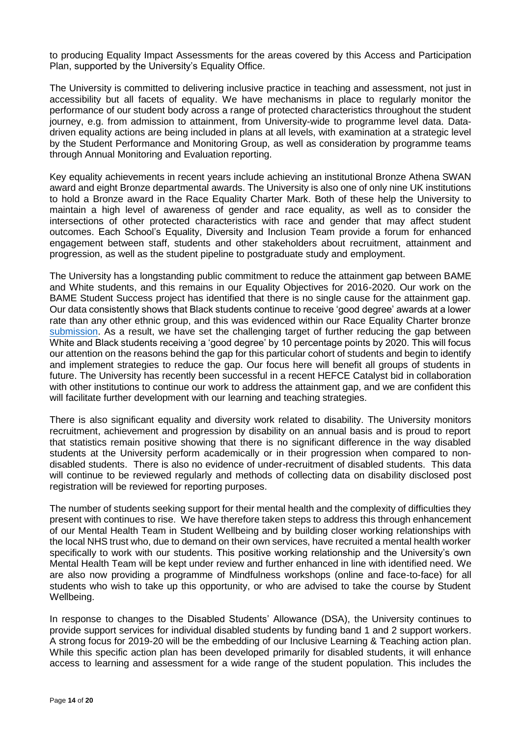to producing Equality Impact Assessments for the areas covered by this Access and Participation Plan, supported by the University's Equality Office.

The University is committed to delivering inclusive practice in teaching and assessment, not just in accessibility but all facets of equality. We have mechanisms in place to regularly monitor the performance of our student body across a range of protected characteristics throughout the student journey, e.g. from admission to attainment, from University-wide to programme level data. Data-driven equality actions are being included in plans at all levels, with examination at a strategic level by the Student Performance and Monitoring Group, as well as consideration by programme teams through Annual Monitoring and Evaluation reporting.

Key equality achievements in recent years include achieving an institutional Bronze Athena SWAN award and eight Bronze departmental awards. The University is also one of only nine UK institutions to hold a Bronze award in the Race Equality Charter Mark. Both of these help the University to maintain a high level of awareness of gender and race equality, as well as to consider the intersections of other protected characteristics with race and gender that may affect student outcomes. Each School's Equality, Diversity and Inclusion Team provide a forum for enhanced engagement between staff, students and other stakeholders about recruitment, attainment and progression, as well as the student pipeline to postgraduate study and employment.

The University has a longstanding public commitment to reduce the attainment gap between BAME and White students, and this remains in our Equality Objectives for 2016-2020. Our work on the BAME Student Success project has identified that there is no single cause for the attainment gap. Our data consistently shows that Black students continue to receive 'good degree' awards at a lower rate than any other ethnic group, and this was evidenced within our Race Equality Charter bronze submission. As a result, we have set the challenging target of further reducing the gap between White and Black students receiving a 'good degree' by 10 percentage points by 2020. This will focus our attention on the reasons behind the gap for this particular cohort of students and begin to identify and implement strategies to reduce the gap. Our focus here will benefit all groups of students in future. The University has recently been successful in a recent HEFCE Catalyst bid in collaboration with other institutions to continue our work to address the attainment gap, and we are confident this will facilitate further development with our learning and teaching strategies.

There is also significant equality and diversity work related to disability. The University monitors recruitment, achievement and progression by disability on an annual basis and is proud to report that statistics remain positive showing that there is no significant difference in the way disabled students at the University perform academically or in their progression when compared to non-disabled students. There is also no evidence of under-recruitment of disabled students. This data will continue to be reviewed regularly and methods of collecting data on disability disclosed post registration will be reviewed for reporting purposes.

The number of students seeking support for their mental health and the complexity of difficulties they present with continues to rise. We have therefore taken steps to address this through enhancement of our Mental Health Team in Student Wellbeing and by building closer working relationships with the local NHS trust who, due to demand on their own services, have recruited a mental health worker specifically to work with our students. This positive working relationship and the University's own Mental Health Team will be kept under review and further enhanced in line with identified need. We are also now providing a programme of Mindfulness workshops (online and face-to-face) for all students who wish to take up this opportunity, or who are advised to take the course by Student Wellbeing.

In response to changes to the Disabled Students' Allowance (DSA), the University continues to provide support services for individual disabled students by funding band 1 and 2 support workers. A strong focus for 2019-20 will be the embedding of our Inclusive Learning & Teaching action plan. While this specific action plan has been developed primarily for disabled students, it will enhance access to learning and assessment for a wide range of the student population. This includes the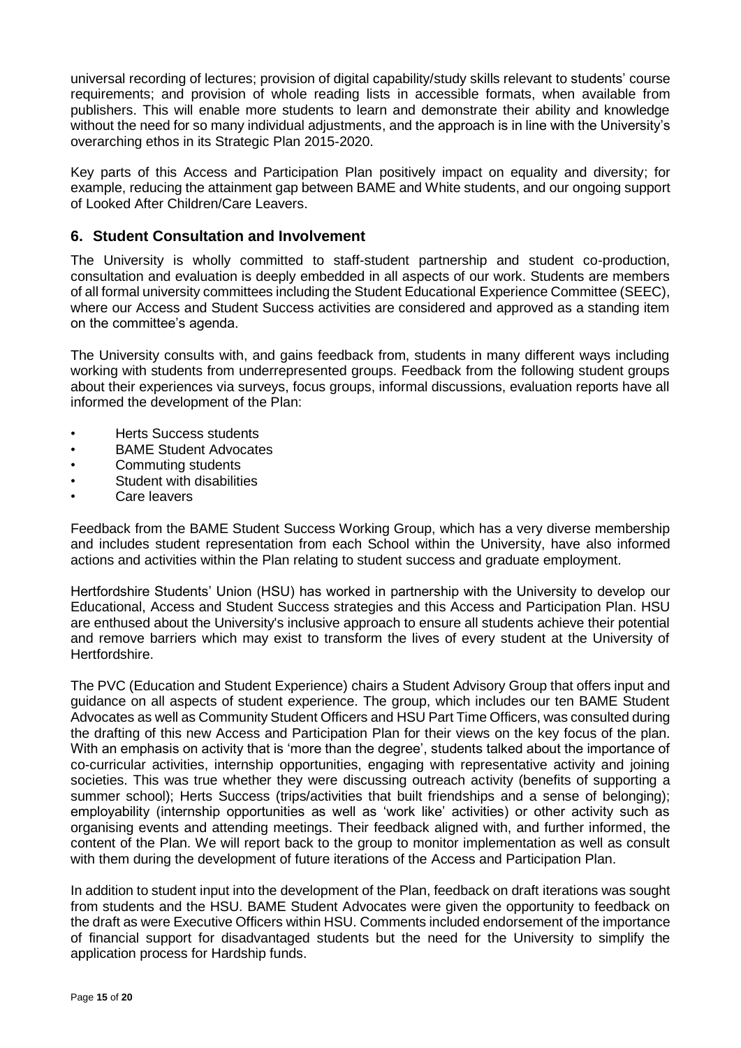universal recording of lectures; provision of digital capability/study skills relevant to students' course requirements; and provision of whole reading lists in accessible formats, when available from publishers. This will enable more students to learn and demonstrate their ability and knowledge without the need for so many individual adjustments, and the approach is in line with the University's overarching ethos in its Strategic Plan 2015-2020.

Key parts of this Access and Participation Plan positively impact on equality and diversity; for example, reducing the attainment gap between BAME and White students, and our ongoing support of Looked After Children/Care Leavers.

## 6. Student Consultation and Involvement

The University is wholly committed to staff-student partnership and student co-production, consultation and evaluation is deeply embedded in all aspects of our work. Students are members of all formal university committees including the Student Educational Experience Committee (SEEC), where our Access and Student Success activities are considered and approved as a standing item on the committee's agenda.

The University consults with, and gains feedback from, students in many different ways including working with students from underrepresented groups. Feedback from the following student groups about their experiences via surveys, focus groups, informal discussions, evaluation reports have all informed the development of the Plan:

- Herts Success students
- BAME Student Advocates
- Commuting students
- Student with disabilities
- Care leavers

Feedback from the BAME Student Success Working Group, which has a very diverse membership and includes student representation from each School within the University, have also informed actions and activities within the Plan relating to student success and graduate employment.

Hertfordshire Students' Union (HSU) has worked in partnership with the University to develop our Educational, Access and Student Success strategies and this Access and Participation Plan. HSU are enthused about the University's inclusive approach to ensure all students achieve their potential and remove barriers which may exist to transform the lives of every student at the University of Hertfordshire.

The PVC (Education and Student Experience) chairs a Student Advisory Group that offers input and guidance on all aspects of student experience. The group, which includes our ten BAME Student Advocates as well as Community Student Officers and HSU Part Time Officers, was consulted during the drafting of this new Access and Participation Plan for their views on the key focus of the plan. With an emphasis on activity that is 'more than the degree', students talked about the importance of co-curricular activities, internship opportunities, engaging with representative activity and joining societies. This was true whether they were discussing outreach activity (benefits of supporting a summer school); Herts Success (trips/activities that built friendships and a sense of belonging); employability (internship opportunities as well as 'work like' activities) or other activity such as organising events and attending meetings. Their feedback aligned with, and further informed, the content of the Plan. We will report back to the group to monitor implementation as well as consult with them during the development of future iterations of the Access and Participation Plan.

In addition to student input into the development of the Plan, feedback on draft iterations was sought from students and the HSU. BAME Student Advocates were given the opportunity to feedback on the draft as were Executive Officers within HSU. Comments included endorsement of the importance of financial support for disadvantaged students but the need for the University to simplify the application process for Hardship funds.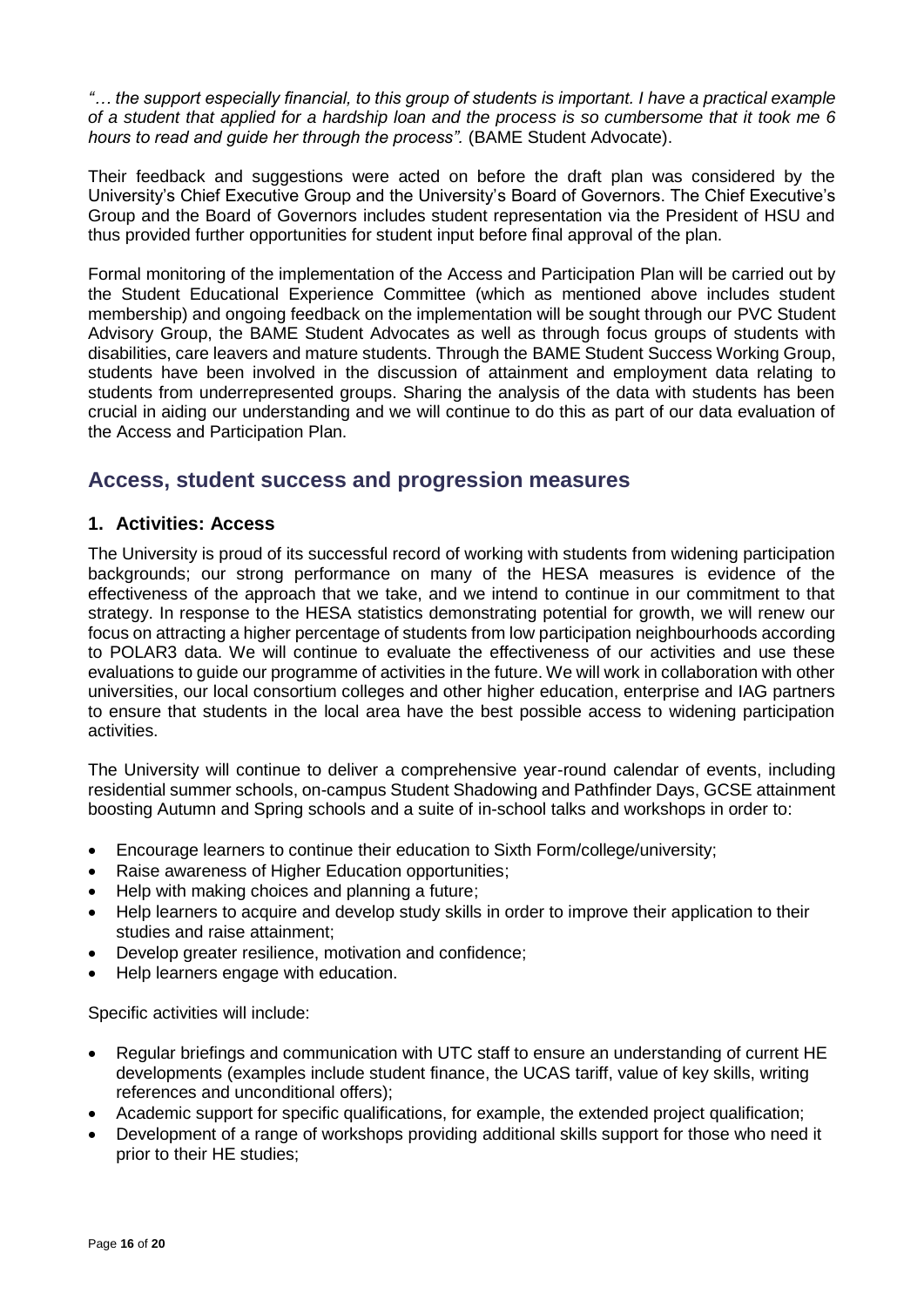*"… the support especially financial, to this group of students is important. I have a practical example of a student that applied for a hardship loan and the process is so cumbersome that it took me 6 hours to read and guide her through the process".* (BAME Student Advocate).

Their feedback and suggestions were acted on before the draft plan was considered by the University's Chief Executive Group and the University's Board of Governors. The Chief Executive's Group and the Board of Governors includes student representation via the President of HSU and thus provided further opportunities for student input before final approval of the plan.

Formal monitoring of the implementation of the Access and Participation Plan will be carried out by the Student Educational Experience Committee (which as mentioned above includes student membership) and ongoing feedback on the implementation will be sought through our PVC Student Advisory Group, the BAME Student Advocates as well as through focus groups of students with disabilities, care leavers and mature students. Through the BAME Student Success Working Group, students have been involved in the discussion of attainment and employment data relating to students from underrepresented groups. Sharing the analysis of the data with students has been crucial in aiding our understanding and we will continue to do this as part of our data evaluation of the Access and Participation Plan.

## Access, student success and progression measures

### 1. Activities: Access

The University is proud of its successful record of working with students from widening participation backgrounds; our strong performance on many of the HESA measures is evidence of the effectiveness of the approach that we take, and we intend to continue in our commitment to that strategy. In response to the HESA statistics demonstrating potential for growth, we will renew our focus on attracting a higher percentage of students from low participation neighbourhoods according to POLAR3 data. We will continue to evaluate the effectiveness of our activities and use these evaluations to guide our programme of activities in the future. We will work in collaboration with other universities, our local consortium colleges and other higher education, enterprise and IAG partners to ensure that students in the local area have the best possible access to widening participation activities.

The University will continue to deliver a comprehensive year-round calendar of events, including residential summer schools, on-campus Student Shadowing and Pathfinder Days, GCSE attainment boosting Autumn and Spring schools and a suite of in-school talks and workshops in order to:

- Encourage learners to continue their education to Sixth Form/college/university;
- Raise awareness of Higher Education opportunities;
- Help with making choices and planning a future;
- Help learners to acquire and develop study skills in order to improve their application to their studies and raise attainment;
- Develop greater resilience, motivation and confidence;
- Help learners engage with education.

Specific activities will include:

- Regular briefings and communication with UTC staff to ensure an understanding of current HE developments (examples include student finance, the UCAS tariff, value of key skills, writing references and unconditional offers);
- Academic support for specific qualifications, for example, the extended project qualification;
- Development of a range of workshops providing additional skills support for those who need it prior to their HE studies;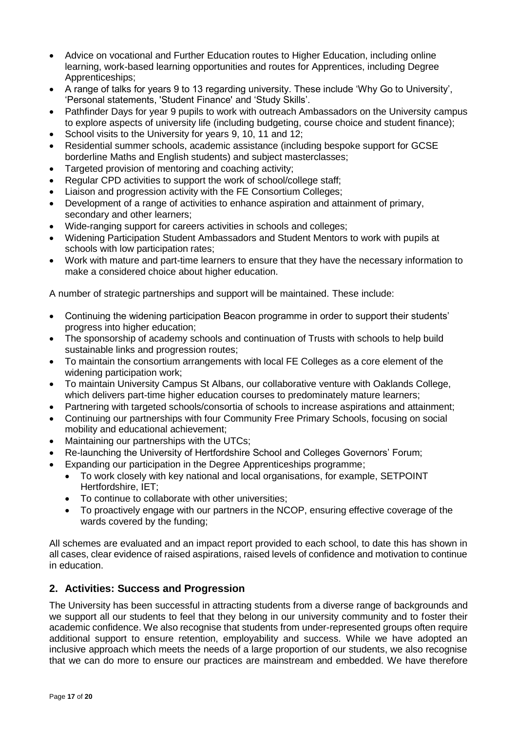- Advice on vocational and Further Education routes to Higher Education, including online learning, work-based learning opportunities and routes for Apprentices, including Degree Apprenticeships;
- A range of talks for years 9 to 13 regarding university. These include 'Why Go to University', 'Personal statements, 'Student Finance' and 'Study Skills'.
- Pathfinder Days for year 9 pupils to work with outreach Ambassadors on the University campus to explore aspects of university life (including budgeting, course choice and student finance);
- School visits to the University for years 9, 10, 11 and 12;
- Residential summer schools, academic assistance (including bespoke support for GCSE borderline Maths and English students) and subject masterclasses;
- Targeted provision of mentoring and coaching activity;
- Regular CPD activities to support the work of school/college staff;
- Liaison and progression activity with the FE Consortium Colleges;
- Development of a range of activities to enhance aspiration and attainment of primary, secondary and other learners;
- Wide-ranging support for careers activities in schools and colleges;
- Widening Participation Student Ambassadors and Student Mentors to work with pupils at schools with low participation rates;
- Work with mature and part-time learners to ensure that they have the necessary information to make a considered choice about higher education.

A number of strategic partnerships and support will be maintained. These include:

- Continuing the widening participation Beacon programme in order to support their students' progress into higher education;
- The sponsorship of academy schools and continuation of Trusts with schools to help build sustainable links and progression routes;
- To maintain the consortium arrangements with local FE Colleges as a core element of the widening participation work;
- To maintain University Campus St Albans, our collaborative venture with Oaklands College, which delivers part-time higher education courses to predominately mature learners;
- Partnering with targeted schools/consortia of schools to increase aspirations and attainment;
- Continuing our partnerships with four Community Free Primary Schools, focusing on social mobility and educational achievement;
- Maintaining our partnerships with the UTCs;
- Re-launching the University of Hertfordshire School and Colleges Governors' Forum;
- Expanding our participation in the Degree Apprenticeships programme;
  - To work closely with key national and local organisations, for example, SETPOINT Hertfordshire, IET;
  - To continue to collaborate with other universities;
  - To proactively engage with our partners in the NCOP, ensuring effective coverage of the wards covered by the funding;

All schemes are evaluated and an impact report provided to each school, to date this has shown in all cases, clear evidence of raised aspirations, raised levels of confidence and motivation to continue in education.

## 2. Activities: Success and Progression

The University has been successful in attracting students from a diverse range of backgrounds and we support all our students to feel that they belong in our university community and to foster their academic confidence. We also recognise that students from under-represented groups often require additional support to ensure retention, employability and success. While we have adopted an inclusive approach which meets the needs of a large proportion of our students, we also recognise that we can do more to ensure our practices are mainstream and embedded. We have therefore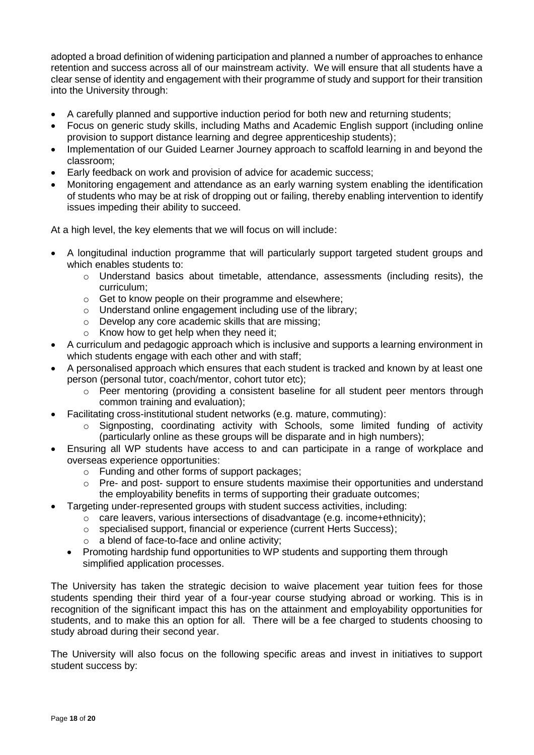adopted a broad definition of widening participation and planned a number of approaches to enhance retention and success across all of our mainstream activity. We will ensure that all students have a clear sense of identity and engagement with their programme of study and support for their transition into the University through:

- A carefully planned and supportive induction period for both new and returning students;
- Focus on generic study skills, including Maths and Academic English support (including online provision to support distance learning and degree apprenticeship students);
- Implementation of our Guided Learner Journey approach to scaffold learning in and beyond the classroom;
- Early feedback on work and provision of advice for academic success;
- Monitoring engagement and attendance as an early warning system enabling the identification of students who may be at risk of dropping out or failing, thereby enabling intervention to identify issues impeding their ability to succeed.

At a high level, the key elements that we will focus on will include:

- A longitudinal induction programme that will particularly support targeted student groups and which enables students to:
    - Understand basics about timetable, attendance, assessments (including resits), the curriculum;
    - Get to know people on their programme and elsewhere;
    - Understand online engagement including use of the library;
    - Develop any core academic skills that are missing;
    - Know how to get help when they need it;
- A curriculum and pedagogic approach which is inclusive and supports a learning environment in which students engage with each other and with staff;
- A personalised approach which ensures that each student is tracked and known by at least one person (personal tutor, coach/mentor, cohort tutor etc);
    - Peer mentoring (providing a consistent baseline for all student peer mentors through common training and evaluation);
- Facilitating cross-institutional student networks (e.g. mature, commuting):
    - Signposting, coordinating activity with Schools, some limited funding of activity (particularly online as these groups will be disparate and in high numbers);
- Ensuring all WP students have access to and can participate in a range of workplace and overseas experience opportunities:
    - Funding and other forms of support packages;
    - Pre- and post- support to ensure students maximise their opportunities and understand the employability benefits in terms of supporting their graduate outcomes;
- Targeting under-represented groups with student success activities, including:
    - care leavers, various intersections of disadvantage (e.g. income+ethnicity);
    - specialised support, financial or experience (current Herts Success);
    - a blend of face-to-face and online activity;
- Promoting hardship fund opportunities to WP students and supporting them through simplified application processes.

The University has taken the strategic decision to waive placement year tuition fees for those students spending their third year of a four-year course studying abroad or working. This is in recognition of the significant impact this has on the attainment and employability opportunities for students, and to make this an option for all. There will be a fee charged to students choosing to study abroad during their second year.

The University will also focus on the following specific areas and invest in initiatives to support student success by: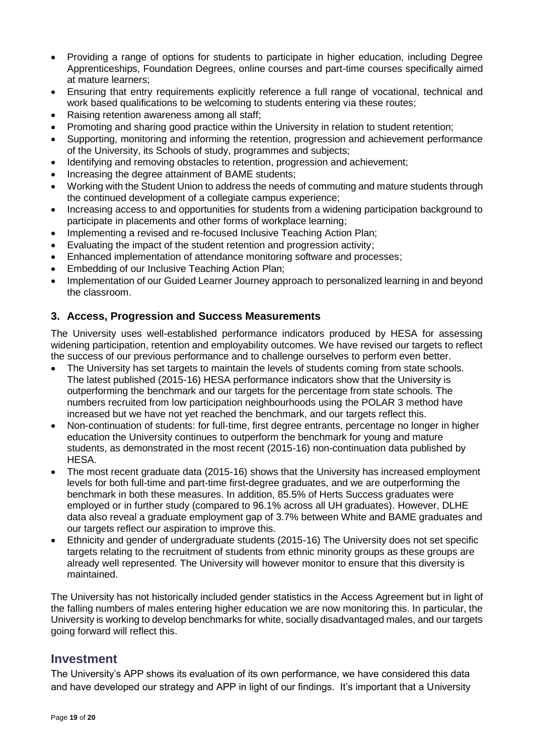- Providing a range of options for students to participate in higher education, including Degree Apprenticeships, Foundation Degrees, online courses and part-time courses specifically aimed at mature learners;
- Ensuring that entry requirements explicitly reference a full range of vocational, technical and work based qualifications to be welcoming to students entering via these routes;
- Raising retention awareness among all staff;
- Promoting and sharing good practice within the University in relation to student retention;
- Supporting, monitoring and informing the retention, progression and achievement performance of the University, its Schools of study, programmes and subjects;
- Identifying and removing obstacles to retention, progression and achievement;
- Increasing the degree attainment of BAME students;
- Working with the Student Union to address the needs of commuting and mature students through the continued development of a collegiate campus experience;
- Increasing access to and opportunities for students from a widening participation background to participate in placements and other forms of workplace learning;
- Implementing a revised and re-focused Inclusive Teaching Action Plan;
- Evaluating the impact of the student retention and progression activity;
- Enhanced implementation of attendance monitoring software and processes;
- Embedding of our Inclusive Teaching Action Plan;
- Implementation of our Guided Learner Journey approach to personalized learning in and beyond the classroom.

### 3. Access, Progression and Success Measurements

The University uses well-established performance indicators produced by HESA for assessing widening participation, retention and employability outcomes. We have revised our targets to reflect the success of our previous performance and to challenge ourselves to perform even better.

- The University has set targets to maintain the levels of students coming from state schools. The latest published (2015-16) HESA performance indicators show that the University is outperforming the benchmark and our targets for the percentage from state schools. The numbers recruited from low participation neighbourhoods using the POLAR 3 method have increased but we have not yet reached the benchmark, and our targets reflect this.
- Non-continuation of students: for full-time, first degree entrants, percentage no longer in higher education the University continues to outperform the benchmark for young and mature students, as demonstrated in the most recent (2015-16) non-continuation data published by HESA.
- The most recent graduate data (2015-16) shows that the University has increased employment levels for both full-time and part-time first-degree graduates, and we are outperforming the benchmark in both these measures. In addition, 85.5% of Herts Success graduates were employed or in further study (compared to 96.1% across all UH graduates). However, DLHE data also reveal a graduate employment gap of 3.7% between White and BAME graduates and our targets reflect our aspiration to improve this.
- Ethnicity and gender of undergraduate students (2015-16) The University does not set specific targets relating to the recruitment of students from ethnic minority groups as these groups are already well represented. The University will however monitor to ensure that this diversity is maintained.

The University has not historically included gender statistics in the Access Agreement but in light of the falling numbers of males entering higher education we are now monitoring this. In particular, the University is working to develop benchmarks for white, socially disadvantaged males, and our targets going forward will reflect this.

## Investment

The University's APP shows its evaluation of its own performance, we have considered this data and have developed our strategy and APP in light of our findings. It's important that a University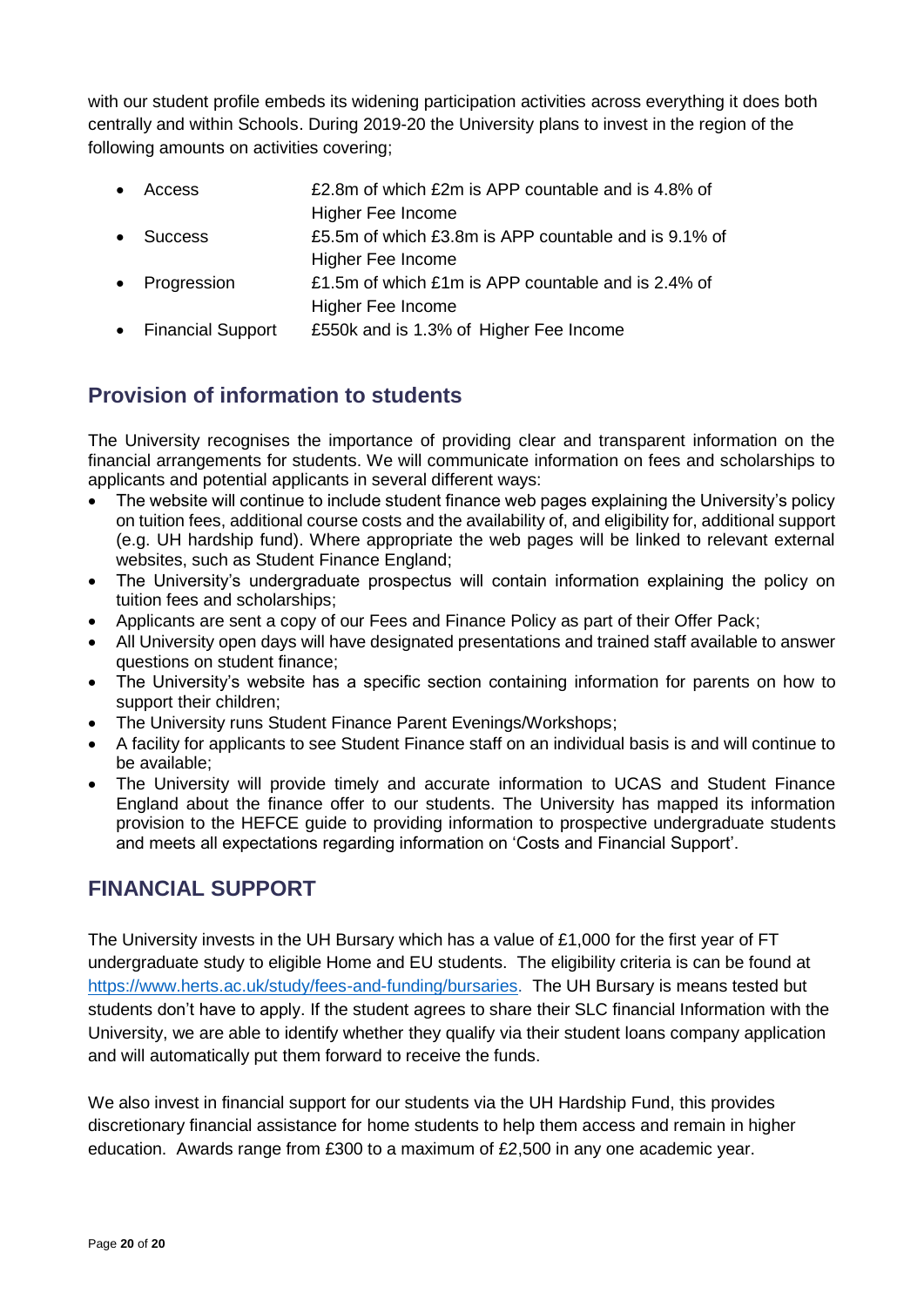with our student profile embeds its widening participation activities across everything it does both centrally and within Schools. During 2019-20 the University plans to invest in the region of the following amounts on activities covering;

- Access — £2.8m of which £2m is APP countable and is 4.8% of Higher Fee Income
- Success — £5.5m of which £3.8m is APP countable and is 9.1% of Higher Fee Income
- Progression — £1.5m of which £1m is APP countable and is 2.4% of Higher Fee Income
- Financial Support — £550k and is 1.3% of Higher Fee Income

## Provision of information to students

The University recognises the importance of providing clear and transparent information on the financial arrangements for students. We will communicate information on fees and scholarships to applicants and potential applicants in several different ways:

- The website will continue to include student finance web pages explaining the University's policy on tuition fees, additional course costs and the availability of, and eligibility for, additional support (e.g. UH hardship fund). Where appropriate the web pages will be linked to relevant external websites, such as Student Finance England;
- The University's undergraduate prospectus will contain information explaining the policy on tuition fees and scholarships;
- Applicants are sent a copy of our Fees and Finance Policy as part of their Offer Pack;
- All University open days will have designated presentations and trained staff available to answer questions on student finance;
- The University's website has a specific section containing information for parents on how to support their children;
- The University runs Student Finance Parent Evenings/Workshops;
- A facility for applicants to see Student Finance staff on an individual basis is and will continue to be available;
- The University will provide timely and accurate information to UCAS and Student Finance England about the finance offer to our students. The University has mapped its information provision to the HEFCE guide to providing information to prospective undergraduate students and meets all expectations regarding information on 'Costs and Financial Support'.

## FINANCIAL SUPPORT

The University invests in the UH Bursary which has a value of £1,000 for the first year of FT undergraduate study to eligible Home and EU students. The eligibility criteria is can be found at https://www.herts.ac.uk/study/fees-and-funding/bursaries. The UH Bursary is means tested but students don't have to apply. If the student agrees to share their SLC financial Information with the University, we are able to identify whether they qualify via their student loans company application and will automatically put them forward to receive the funds.

We also invest in financial support for our students via the UH Hardship Fund, this provides discretionary financial assistance for home students to help them access and remain in higher education. Awards range from £300 to a maximum of £2,500 in any one academic year.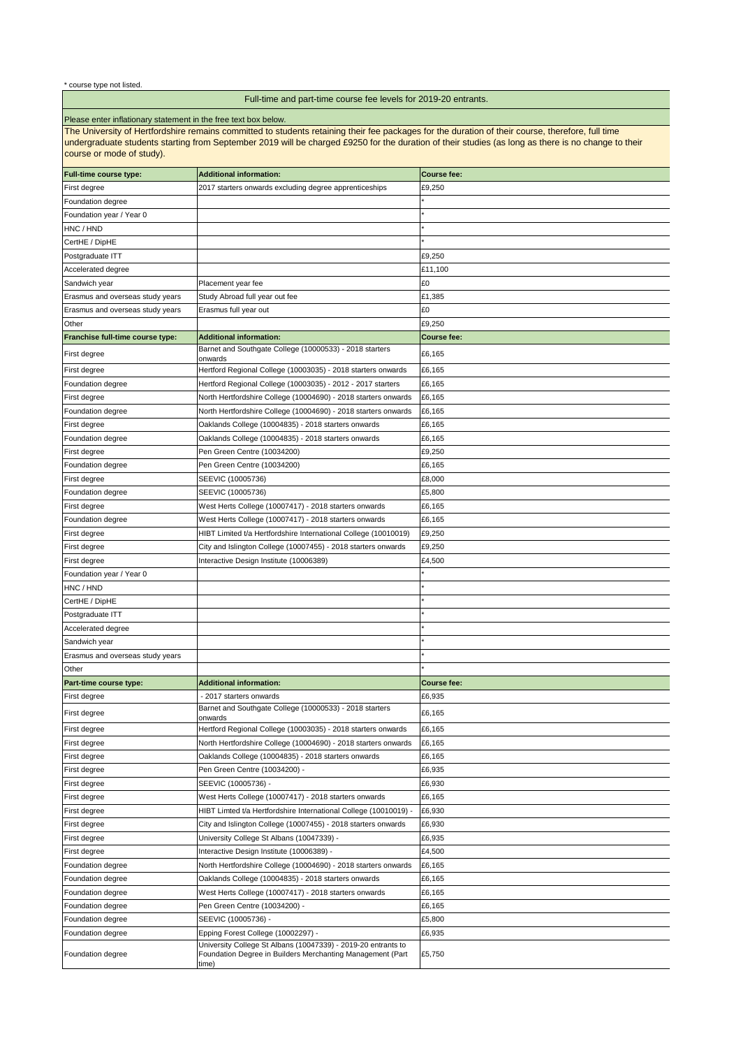\* course type not listed.

## Full-time and part-time course fee levels for 2019-20 entrants.

Please enter inflationary statement in the free text box below.

The University of Hertfordshire remains committed to students retaining their fee packages for the duration of their course, therefore, full time undergraduate students starting from September 2019 will be charged £9250 for the duration of their studies (as long as there is no change to their course or mode of study).

| Full-time course type: | Additional information: | Course fee: |
|---|---|---|
| First degree | 2017 starters onwards excluding degree apprenticeships | £9,250 |
| Foundation degree | | * |
| Foundation year / Year 0 | | * |
| HNC / HND | | * |
| CertHE / DipHE | | * |
| Postgraduate ITT | | £9,250 |
| Accelerated degree | | £11,100 |
| Sandwich year | Placement year fee | £0 |
| Erasmus and overseas study years | Study Abroad full year out fee | £1,385 |
| Erasmus and overseas study years | Erasmus full year out | £0 |
| Other | | £9,250 |
| **Franchise full-time course type:** | **Additional information:** | **Course fee:** |
| First degree | Barnet and Southgate College (10000533) - 2018 starters onwards | £6,165 |
| First degree | Hertford Regional College (10003035) - 2018 starters onwards | £6,165 |
| Foundation degree | Hertford Regional College (10003035) - 2012 - 2017 starters | £6,165 |
| First degree | North Hertfordshire College (10004690) - 2018 starters onwards | £6,165 |
| Foundation degree | North Hertfordshire College (10004690) - 2018 starters onwards | £6,165 |
| First degree | Oaklands College (10004835) - 2018 starters onwards | £6,165 |
| Foundation degree | Oaklands College (10004835) - 2018 starters onwards | £6,165 |
| First degree | Pen Green Centre (10034200) | £9,250 |
| Foundation degree | Pen Green Centre (10034200) | £6,165 |
| First degree | SEEVIC (10005736) | £8,000 |
| Foundation degree | SEEVIC (10005736) | £5,800 |
| First degree | West Herts College (10007417) - 2018 starters onwards | £6,165 |
| Foundation degree | West Herts College (10007417) - 2018 starters onwards | £6,165 |
| First degree | HIBT Limited t/a Hertfordshire International College (10010019) | £9,250 |
| First degree | City and Islington College (10007455) - 2018 starters onwards | £9,250 |
| First degree | Interactive Design Institute (10006389) | £4,500 |
| Foundation year / Year 0 | | * |
| HNC / HND | | * |
| CertHE / DipHE | | * |
| Postgraduate ITT | | * |
| Accelerated degree | | * |
| Sandwich year | | * |
| Erasmus and overseas study years | | * |
| Other | | * |
| **Part-time course type:** | **Additional information:** | **Course fee:** |
| First degree | - 2017 starters onwards | £6,935 |
| First degree | Barnet and Southgate College (10000533) - 2018 starters onwards | £6,165 |
| First degree | Hertford Regional College (10003035) - 2018 starters onwards | £6,165 |
| First degree | North Hertfordshire College (10004690) - 2018 starters onwards | £6,165 |
| First degree | Oaklands College (10004835) - 2018 starters onwards | £6,165 |
| First degree | Pen Green Centre (10034200) - | £6,935 |
| First degree | SEEVIC (10005736) - | £6,930 |
| First degree | West Herts College (10007417) - 2018 starters onwards | £6,165 |
| First degree | HIBT Limted t/a Hertfordshire International College (10010019) - | £6,930 |
| First degree | City and Islington College (10007455) - 2018 starters onwards | £6,930 |
| First degree | University College St Albans (10047339) - | £6,935 |
| First degree | Interactive Design Institute (10006389) - | £4,500 |
| Foundation degree | North Hertfordshire College (10004690) - 2018 starters onwards | £6,165 |
| Foundation degree | Oaklands College (10004835) - 2018 starters onwards | £6,165 |
| Foundation degree | West Herts College (10007417) - 2018 starters onwards | £6,165 |
| Foundation degree | Pen Green Centre (10034200) - | £6,165 |
| Foundation degree | SEEVIC (10005736) - | £5,800 |
| Foundation degree | Epping Forest College (10002297) - | £6,935 |
| Foundation degree | University College St Albans (10047339) - 2019-20 entrants to Foundation Degree in Builders Merchanting Management (Part time) | £5,750 |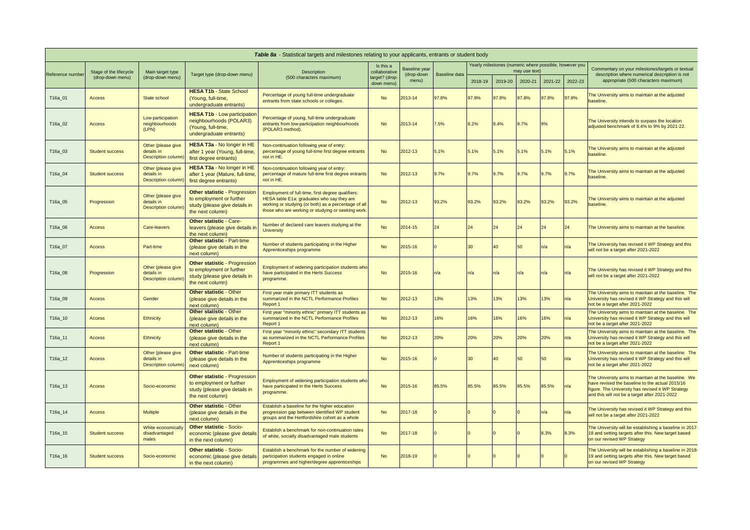| *Table 8a* - Statistical targets and milestones relating to your applicants, entrants or student body | | | | | | | | | | | | | |
|---|---|---|---|---|---|---|---|---|---|---|---|---|---|
| Reference number | Stage of the lifecycle (drop-down menu) | Main target type (drop-down menu) | Target type (drop-down menu) | Description (500 characters maximum) | Is this a collaborative target? (drop-down menu) | Baseline year (drop-down menu) | Baseline data | Yearly milestones (numeric where possible, however you may use text) | | | | | Commentary on your milestones/targets or textual description where numerical description is not appropriate (500 characters maximum) |
| | | | | | | | | 2018-19 | 2019-20 | 2020-21 | 2021-22 | 2022-23 | |
| T16a_01 | Access | State school | **HESA T1b** - State School (Young, full-time, undergraduate entrants) | Percentage of young full-time undergraduate entrants from state schools or colleges. | No | 2013-14 | 97.8% | 97.8% | 97.8% | 97.8% | 97.8% | 97.8% | The University aims to maintain at the adjusted baseline. |
| T16a_02 | Access | Low participation neighbourhoods (LPN) | **HESA T1b** - Low participation neighbourhoods (POLAR3) (Young, full-time, undergraduate entrants) | Percentage of young full-time undergraduate entrants from low-participation neighbourhoods (POLAR3 method). | No | 2013-14 | 7.5% | 8.2% | 8.4% | 8.7% | 9% | | The University intends to surpass the location adjusted benchmark of 8.4% to 9% by 2021-22. |
| T16a_03 | Student success | Other (please give details in Description column) | **HESA T3a** - No longer in HE after 1 year (Young, full-time, first degree entrants) | Non-continuation following year of entry: percentage of young full-time first degree entrants not in HE. | No | 2012-13 | 5.1% | 5.1% | 5.1% | 5.1% | 5.1% | 5.1% | The University aims to maintain at the adjusted baseline. |
| T16a_04 | Student success | Other (please give details in Description column) | **HESA T3a** - No longer in HE after 1 year (Mature, full-time, first degree entrants) | Non-continuation following year of entry: percentage of mature full-time first degree entrants not in HE. | No | 2012-13 | 9.7% | 9.7% | 9.7% | 9.7% | 9.7% | 9.7% | The University aims to maintain at the adjusted baseline. |
| T16a_05 | Progression | Other (please give details in Description column) | **Other statistic** - Progression to employment or further study (please give details in the next column) | Employment of full-time, first degree qualifiers: HESA table E1a: graduates who say they are working or studying (or both) as a percentage of all those who are working or studying or seeking work. | No | 2012-13 | 93.2% | 93.2% | 93.2% | 93.2% | 93.2% | 93.2% | The University aims to maintain at the adjusted baseline. |
| T16a_06 | Access | Care-leavers | **Other statistic** - Care-leavers (please give details in the next column) | Number of declared care leavers studying at the University | No | 2014-15 | 24 | 24 | 24 | 24 | 24 | 24 | The University aims to maintain at the baseline. |
| T16a_07 | Access | Part-time | **Other statistic** - Part-time (please give details in the next column) | Number of students participating in the Higher Apprenticeships programme | No | 2015-16 | 0 | 30 | 40 | 50 | n/a | n/a | The University has revised it WP Strategy and this will not be a target after 2021-2022 |
| T16a_08 | Progression | Other (please give details in Description column) | **Other statistic** - Progression to employment or further study (please give details in the next column) | Employment of widening participation students who have participated in the Herts Success programme. | No | 2015-16 | n/a | n/a | n/a | n/a | n/a | n/a | The University has revised it WP Strategy and this will not be a target after 2021-2022 |
| T16a_09 | Access | Gender | **Other statistic** - Other (please give details in the next column) | First year male primary ITT students as summarized in the NCTL Performance Profiles Report 1 | No | 2012-13 | 13% | 13% | 13% | 13% | 13% | n/a | The University aims to maintain at the baseline. The University has revised it WP Strategy and this will not be a target after 2021-2022 |
| T16a_10 | Access | Ethnicity | **Other statistic** - Other (please give details in the next column) | First year "minority ethnic" primary ITT students as summarized in the NCTL Performance Profiles Report 1 | No | 2012-13 | 16% | 16% | 16% | 16% | 16% | n/a | The University aims to maintain at the baseline. The University has revised it WP Strategy and this will not be a target after 2021-2022 |
| T16a_11 | Access | Ethnicity | **Other statistic** - Other (please give details in the next column) | First year "minority ethnic" secondary ITT students as summarized in the NCTL Performance Profiles Report 1 | No | 2012-13 | 20% | 20% | 20% | 20% | 20% | n/a | The University aims to maintain at the baseline. The University has revised it WP Strategy and this will not be a target after 2021-2022 |
| T16a_12 | Access | Other (please give details in Description column) | **Other statistic** - Part-time (please give details in the next column) | Number of students participating in the Higher Apprenticeships programme | No | 2015-16 | 0 | 30 | 40 | 50 | 50 | n/a | The University aims to maintain at the baseline. The University has revised it WP Strategy and this will not be a target after 2021-2022 |
| T16a_13 | Access | Socio-economic | **Other statistic** - Progression to employment or further study (please give details in the next column) | Employment of widening participation students who have participated in the Herts Success programme. | No | 2015-16 | 85.5% | 85.5% | 85.5% | 85.5% | 85.5% | n/a | The University aims to maintain at the baseline. We have revised the baseline to the actual 2015/16 figure. The University has revised it WP Strategy and this will not be a target after 2021-2022 |
| T16a_14 | Access | Multiple | **Other statistic** - Other (please give details in the next column) | Establish a baseline for the higher education progression gap between identified WP student groups and the Hertfordshire cohort as a whole | No | 2017-18 | 0 | 0 | 0 | 0 | n/a | n/a | The University has revised it WP Strategy and this will not be a target after 2021-2022 |
| T16a_15 | Student success | White economically disadvantaged males | **Other statistic** - Socio-economic (please give details in the next column) | Establish a benchmark for non-continuation rates of white, socially disadvantaged male students | No | 2017-18 | 0 | 0 | 0 | 0 | 8.3% | 8.3% | The University will be establishing a baseline in 2017-18 and setting targets after this. New target based on our revised WP Strategy |
| T16a_16 | Student success | Socio-economic | **Other statistic** - Socio-economic (please give details in the next column) | Establish a benchmark for the number of widening participation students engaged in online programmes and higher/degree apprenticeships | No | 2018-19 | 0 | 0 | 0 | 0 | 0 | 0 | The University will be establishing a baseline in 2018-19 and setting targets after this. New target based on our revised WP Strategy |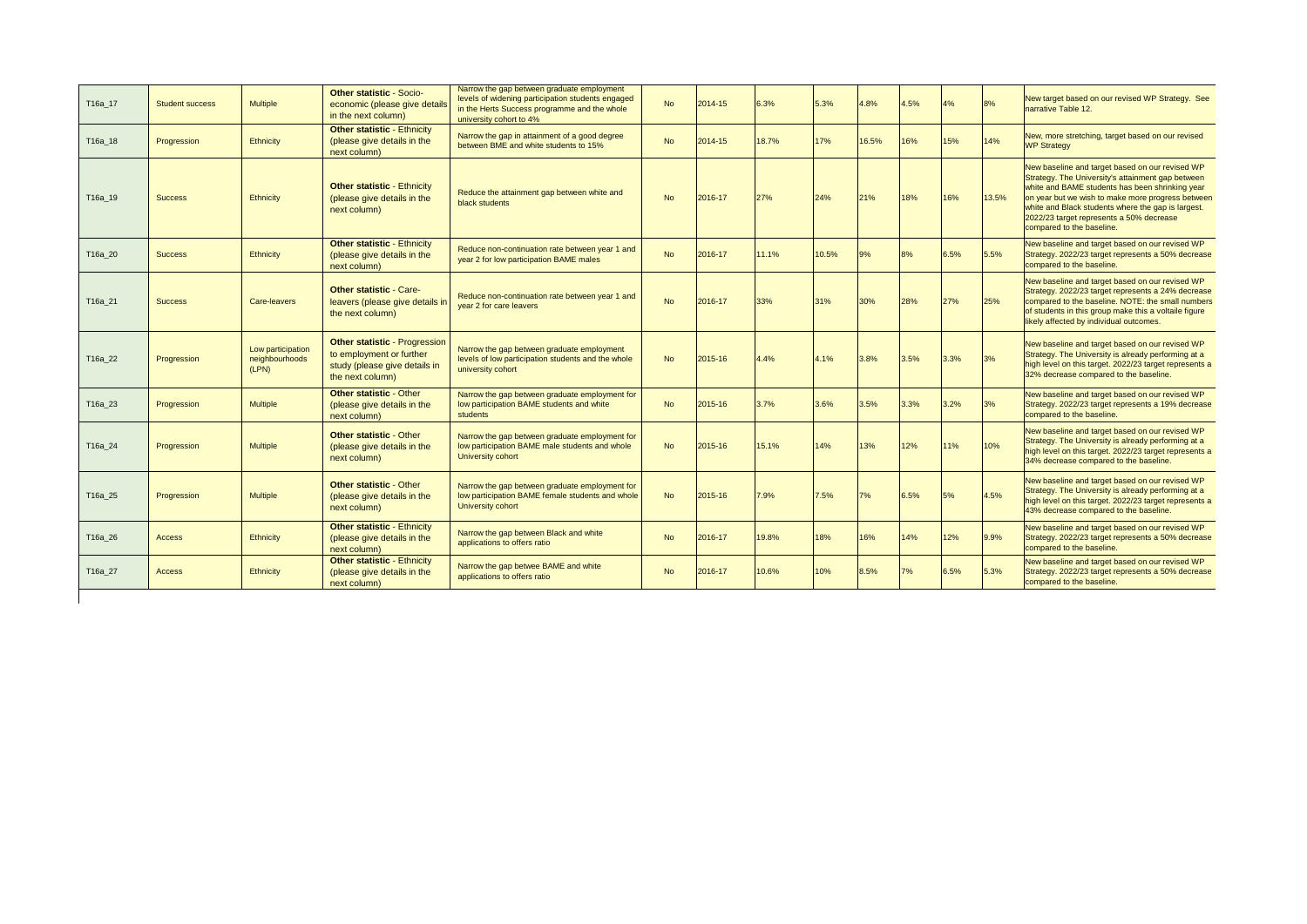| | | | | | | | | | | | | | |
|---|---|---|---|---|---|---|---|---|---|---|---|---|---|
| T16a_17 | Student success | Multiple | **Other statistic** - Socio-economic (please give details in the next column) | Narrow the gap between graduate employment levels of widening participation students engaged in the Herts Success programme and the whole university cohort to 4% | No | 2014-15 | 6.3% | 5.3% | 4.8% | 4.5% | 4% | 8% | New target based on our revised WP Strategy. See narrative Table 12. |
| T16a_18 | Progression | Ethnicity | **Other statistic** - Ethnicity (please give details in the next column) | Narrow the gap in attainment of a good degree between BME and white students to 15% | No | 2014-15 | 18.7% | 17% | 16.5% | 16% | 15% | 14% | New, more stretching, target based on our revised WP Strategy |
| T16a_19 | Success | Ethnicity | **Other statistic** - Ethnicity (please give details in the next column) | Reduce the attainment gap between white and black students | No | 2016-17 | 27% | 24% | 21% | 18% | 16% | 13.5% | New baseline and target based on our revised WP Strategy. The University's attainment gap between white and BAME students has been shrinking year on year but we wish to make more progress between white and Black students where the gap is largest. 2022/23 target represents a 50% decrease compared to the baseline. |
| T16a_20 | Success | Ethnicity | **Other statistic** - Ethnicity (please give details in the next column) | Reduce non-continuation rate between year 1 and year 2 for low participation BAME males | No | 2016-17 | 11.1% | 10.5% | 9% | 8% | 6.5% | 5.5% | New baseline and target based on our revised WP Strategy. 2022/23 target represents a 50% decrease compared to the baseline. |
| T16a_21 | Success | Care-leavers | **Other statistic** - Care-leavers (please give details in the next column) | Reduce non-continuation rate between year 1 and year 2 for care leavers | No | 2016-17 | 33% | 31% | 30% | 28% | 27% | 25% | New baseline and target based on our revised WP Strategy. 2022/23 target represents a 24% decrease compared to the baseline. NOTE: the small numbers of students in this group make this a voltaile figure likely affected by individual outcomes. |
| T16a_22 | Progression | Low participation neighbourhoods (LPN) | **Other statistic** - Progression to employment or further study (please give details in the next column) | Narrow the gap between graduate employment levels of low participation students and the whole university cohort | No | 2015-16 | 4.4% | 4.1% | 3.8% | 3.5% | 3.3% | 3% | New baseline and target based on our revised WP Strategy. The University is already performing at a high level on this target. 2022/23 target represents a 32% decrease compared to the baseline. |
| T16a_23 | Progression | Multiple | **Other statistic** - Other (please give details in the next column) | Narrow the gap between graduate employment for low participation BAME students and white students | No | 2015-16 | 3.7% | 3.6% | 3.5% | 3.3% | 3.2% | 3% | New baseline and target based on our revised WP Strategy. 2022/23 target represents a 19% decrease compared to the baseline. |
| T16a_24 | Progression | Multiple | **Other statistic** - Other (please give details in the next column) | Narrow the gap between graduate employment for low participation BAME male students and whole University cohort | No | 2015-16 | 15.1% | 14% | 13% | 12% | 11% | 10% | New baseline and target based on our revised WP Strategy. The University is already performing at a high level on this target. 2022/23 target represents a 34% decrease compared to the baseline. |
| T16a_25 | Progression | Multiple | **Other statistic** - Other (please give details in the next column) | Narrow the gap between graduate employment for low participation BAME female students and whole University cohort | No | 2015-16 | 7.9% | 7.5% | 7% | 6.5% | 5% | 4.5% | New baseline and target based on our revised WP Strategy. The University is already performing at a high level on this target. 2022/23 target represents a 43% decrease compared to the baseline. |
| T16a_26 | Access | Ethnicity | **Other statistic** - Ethnicity (please give details in the next column) | Narrow the gap between Black and white applications to offers ratio | No | 2016-17 | 19.8% | 18% | 16% | 14% | 12% | 9.9% | New baseline and target based on our revised WP Strategy. 2022/23 target represents a 50% decrease compared to the baseline. |
| T16a_27 | Access | Ethnicity | **Other statistic** - Ethnicity (please give details in the next column) | Narrow the gap betwee BAME and white applications to offers ratio | No | 2016-17 | 10.6% | 10% | 8.5% | 7% | 6.5% | 5.3% | New baseline and target based on our revised WP Strategy. 2022/23 target represents a 50% decrease compared to the baseline. |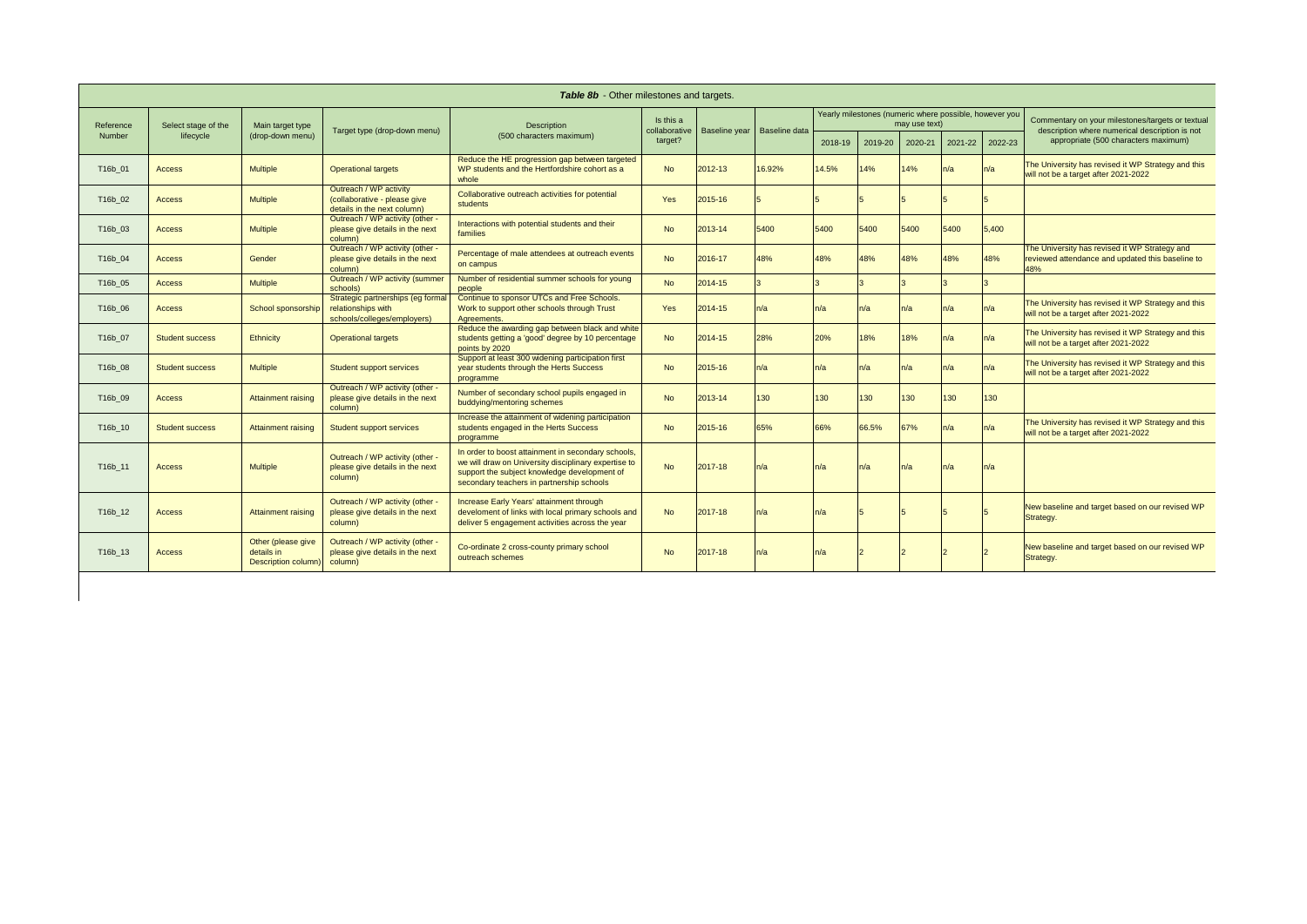**Table 8b** - Other milestones and targets.

| Reference Number | Select stage of the lifecycle | Main target type (drop-down menu) | Target type (drop-down menu) | Description (500 characters maximum) | Is this a collaborative target? | Baseline year | Baseline data | Yearly milestones (numeric where possible, however you may use text) | | | | | Commentary on your milestones/targets or textual description where numerical description is not appropriate (500 characters maximum) |
|---|---|---|---|---|---|---|---|---|---|---|---|---|---|
| | | | | | | | | 2018-19 | 2019-20 | 2020-21 | 2021-22 | 2022-23 | |
| T16b_01 | Access | Multiple | Operational targets | Reduce the HE progression gap between targeted WP students and the Hertfordshire cohort as a whole | No | 2012-13 | 16.92% | 14.5% | 14% | 14% | n/a | n/a | The University has revised it WP Strategy and this will not be a target after 2021-2022 |
| T16b_02 | Access | Multiple | Outreach / WP activity (collaborative - please give details in the next column) | Collaborative outreach activities for potential students | Yes | 2015-16 | 5 | 5 | 5 | 5 | 5 | 5 | |
| T16b_03 | Access | Multiple | Outreach / WP activity (other - please give details in the next column) | Interactions with potential students and their families | No | 2013-14 | 5400 | 5400 | 5400 | 5400 | 5400 | 5,400 | |
| T16b_04 | Access | Gender | Outreach / WP activity (other - please give details in the next column) | Percentage of male attendees at outreach events on campus | No | 2016-17 | 48% | 48% | 48% | 48% | 48% | 48% | The University has revised it WP Strategy and reviewed attendance and updated this baseline to 48% |
| T16b_05 | Access | Multiple | Outreach / WP activity (summer schools) | Number of residential summer schools for young people | No | 2014-15 | 3 | 3 | 3 | 3 | 3 | 3 | |
| T16b_06 | Access | School sponsorship | Strategic partnerships (eg formal relationships with schools/colleges/employers) | Continue to sponsor UTCs and Free Schools. Work to support other schools through Trust Agreements. | Yes | 2014-15 | n/a | n/a | n/a | n/a | n/a | n/a | The University has revised it WP Strategy and this will not be a target after 2021-2022 |
| T16b_07 | Student success | Ethnicity | Operational targets | Reduce the awarding gap between black and white students getting a 'good' degree by 10 percentage points by 2020 | No | 2014-15 | 28% | 20% | 18% | 18% | n/a | n/a | The University has revised it WP Strategy and this will not be a target after 2021-2022 |
| T16b_08 | Student success | Multiple | Student support services | Support at least 300 widening participation first year students through the Herts Success programme | No | 2015-16 | n/a | n/a | n/a | n/a | n/a | n/a | The University has revised it WP Strategy and this will not be a target after 2021-2022 |
| T16b_09 | Access | Attainment raising | Outreach / WP activity (other - please give details in the next column) | Number of secondary school pupils engaged in buddying/mentoring schemes | No | 2013-14 | 130 | 130 | 130 | 130 | 130 | 130 | |
| T16b_10 | Student success | Attainment raising | Student support services | Increase the attainment of widening participation students engaged in the Herts Success programme | No | 2015-16 | 65% | 66% | 66.5% | 67% | n/a | n/a | The University has revised it WP Strategy and this will not be a target after 2021-2022 |
| T16b_11 | Access | Multiple | Outreach / WP activity (other - please give details in the next column) | In order to boost attainment in secondary schools, we will draw on University disciplinary expertise to support the subject knowledge development of secondary teachers in partnership schools | No | 2017-18 | n/a | n/a | n/a | n/a | n/a | n/a | |
| T16b_12 | Access | Attainment raising | Outreach / WP activity (other - please give details in the next column) | Increase Early Years' attainment through develoment of links with local primary schools and deliver 5 engagement activities across the year | No | 2017-18 | n/a | n/a | 5 | 5 | 5 | 5 | New baseline and target based on our revised WP Strategy. |
| T16b_13 | Access | Other (please give details in Description column) | Outreach / WP activity (other - please give details in the next column) | Co-ordinate 2 cross-county primary school outreach schemes | No | 2017-18 | n/a | n/a | 2 | 2 | 2 | 2 | New baseline and target based on our revised WP Strategy. |